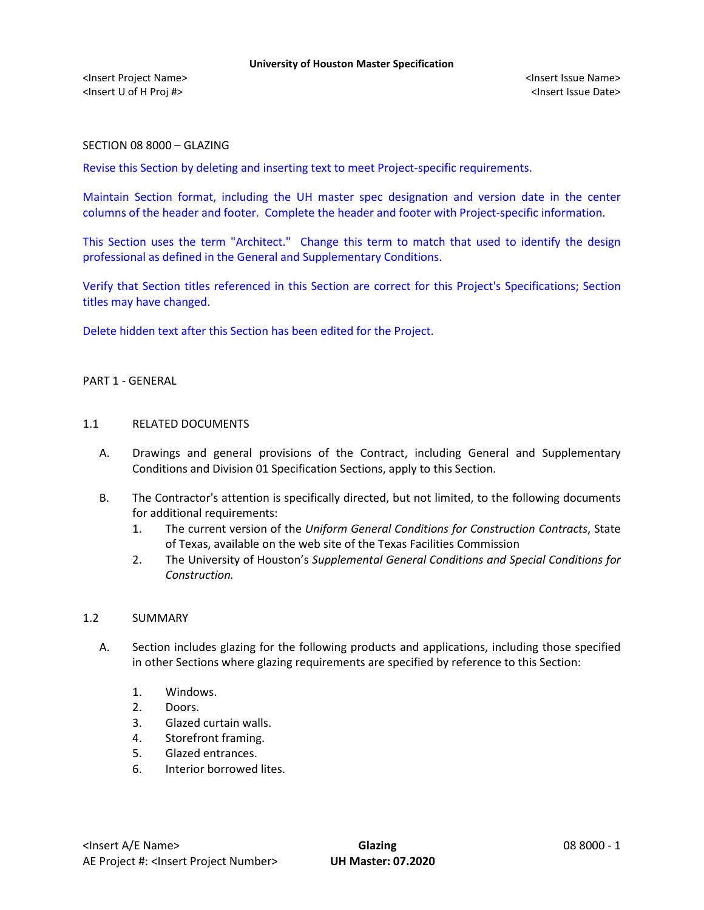# SECTION 08 8000 – GLAZING

Revise this Section by deleting and inserting text to meet Project-specific requirements.

Maintain Section format, including the UH master spec designation and version date in the center columns of the header and footer. Complete the header and footer with Project-specific information.

This Section uses the term "Architect." Change this term to match that used to identify the design professional as defined in the General and Supplementary Conditions.

Verify that Section titles referenced in this Section are correct for this Project's Specifications; Section titles may have changed.

Delete hidden text after this Section has been edited for the Project.

## PART 1 - GENERAL

### 1.1 RELATED DOCUMENTS

A. Drawings and general provisions of the Contract, including General and Supplementary Conditions and Division 01 Specification Sections, apply to this Section.

B. The Contractor's attention is specifically directed, but not limited, to the following documents for additional requirements:

1. The current version of the *Uniform General Conditions for Construction Contracts*, State of Texas, available on the web site of the Texas Facilities Commission
2. The University of Houston's *Supplemental General Conditions and Special Conditions for Construction.*

### 1.2 SUMMARY

A. Section includes glazing for the following products and applications, including those specified in other Sections where glazing requirements are specified by reference to this Section:

1. Windows.
2. Doors.
3. Glazed curtain walls.
4. Storefront framing.
5. Glazed entrances.
6. Interior borrowed lites.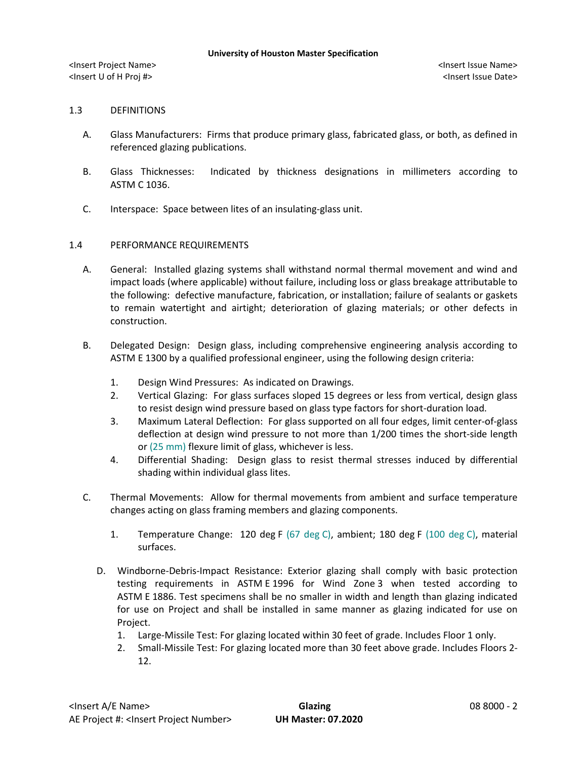## 1.3 DEFINITIONS

A. Glass Manufacturers: Firms that produce primary glass, fabricated glass, or both, as defined in referenced glazing publications.

B. Glass Thicknesses: Indicated by thickness designations in millimeters according to ASTM C 1036.

C. Interspace: Space between lites of an insulating-glass unit.

## 1.4 PERFORMANCE REQUIREMENTS

A. General: Installed glazing systems shall withstand normal thermal movement and wind and impact loads (where applicable) without failure, including loss or glass breakage attributable to the following: defective manufacture, fabrication, or installation; failure of sealants or gaskets to remain watertight and airtight; deterioration of glazing materials; or other defects in construction.

B. Delegated Design: Design glass, including comprehensive engineering analysis according to ASTM E 1300 by a qualified professional engineer, using the following design criteria:

1. Design Wind Pressures: As indicated on Drawings.
2. Vertical Glazing: For glass surfaces sloped 15 degrees or less from vertical, design glass to resist design wind pressure based on glass type factors for short-duration load.
3. Maximum Lateral Deflection: For glass supported on all four edges, limit center-of-glass deflection at design wind pressure to not more than 1/200 times the short-side length or (25 mm) flexure limit of glass, whichever is less.
4. Differential Shading: Design glass to resist thermal stresses induced by differential shading within individual glass lites.

C. Thermal Movements: Allow for thermal movements from ambient and surface temperature changes acting on glass framing members and glazing components.

1. Temperature Change: 120 deg F (67 deg C), ambient; 180 deg F (100 deg C), material surfaces.

D. Windborne-Debris-Impact Resistance: Exterior glazing shall comply with basic protection testing requirements in ASTM E 1996 for Wind Zone 3 when tested according to ASTM E 1886. Test specimens shall be no smaller in width and length than glazing indicated for use on Project and shall be installed in same manner as glazing indicated for use on Project.

1. Large-Missile Test: For glazing located within 30 feet of grade. Includes Floor 1 only.
2. Small-Missile Test: For glazing located more than 30 feet above grade. Includes Floors 2-12.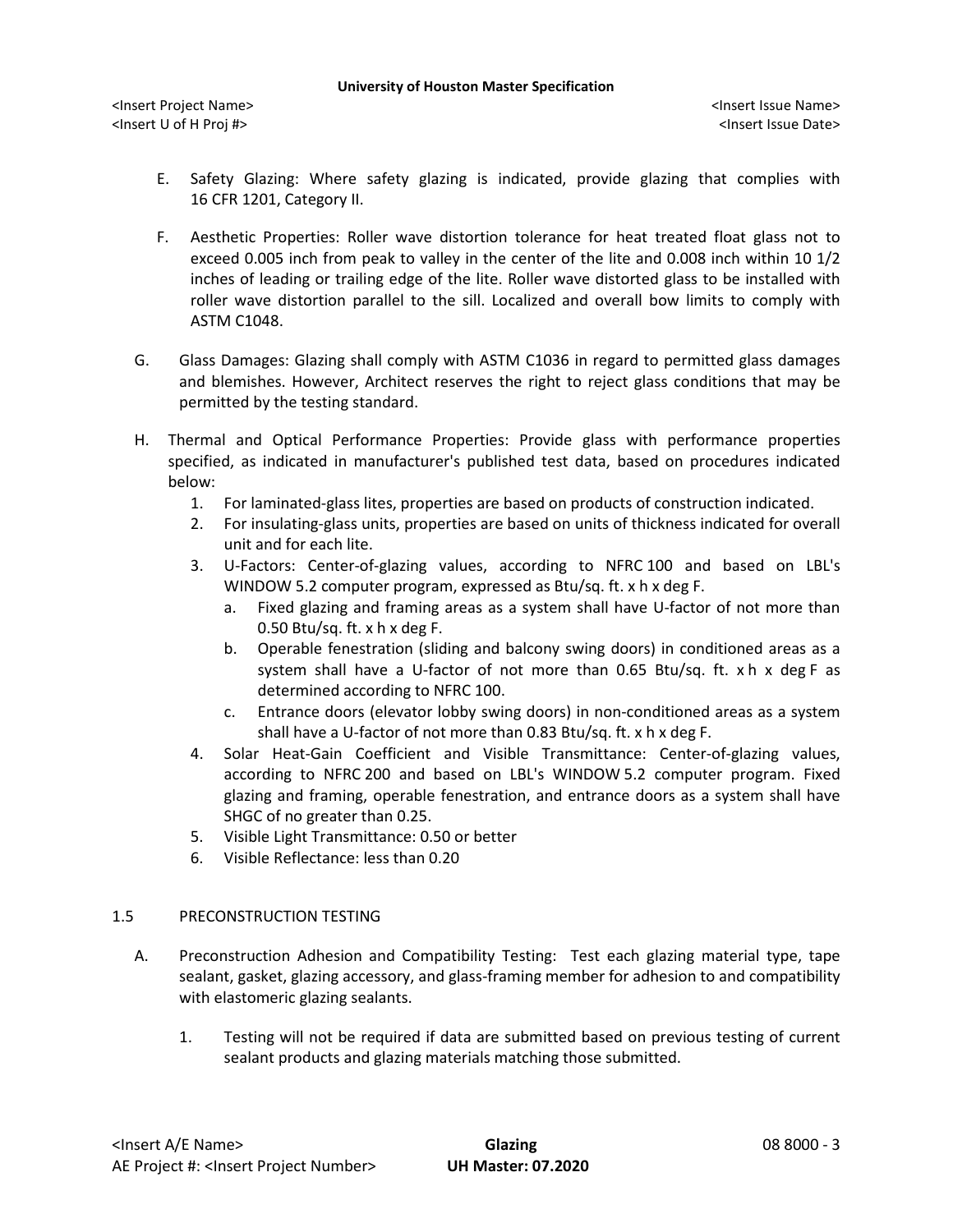E. Safety Glazing: Where safety glazing is indicated, provide glazing that complies with 16 CFR 1201, Category II.

F. Aesthetic Properties: Roller wave distortion tolerance for heat treated float glass not to exceed 0.005 inch from peak to valley in the center of the lite and 0.008 inch within 10 1/2 inches of leading or trailing edge of the lite. Roller wave distorted glass to be installed with roller wave distortion parallel to the sill. Localized and overall bow limits to comply with ASTM C1048.

G. Glass Damages: Glazing shall comply with ASTM C1036 in regard to permitted glass damages and blemishes. However, Architect reserves the right to reject glass conditions that may be permitted by the testing standard.

H. Thermal and Optical Performance Properties: Provide glass with performance properties specified, as indicated in manufacturer's published test data, based on procedures indicated below:
   1. For laminated-glass lites, properties are based on products of construction indicated.
   2. For insulating-glass units, properties are based on units of thickness indicated for overall unit and for each lite.
   3. U-Factors: Center-of-glazing values, according to NFRC 100 and based on LBL's WINDOW 5.2 computer program, expressed as Btu/sq. ft. x h x deg F.
      a. Fixed glazing and framing areas as a system shall have U-factor of not more than 0.50 Btu/sq. ft. x h x deg F.
      b. Operable fenestration (sliding and balcony swing doors) in conditioned areas as a system shall have a U-factor of not more than 0.65 Btu/sq. ft. x h x deg F as determined according to NFRC 100.
      c. Entrance doors (elevator lobby swing doors) in non-conditioned areas as a system shall have a U-factor of not more than 0.83 Btu/sq. ft. x h x deg F.
   4. Solar Heat-Gain Coefficient and Visible Transmittance: Center-of-glazing values, according to NFRC 200 and based on LBL's WINDOW 5.2 computer program. Fixed glazing and framing, operable fenestration, and entrance doors as a system shall have SHGC of no greater than 0.25.
   5. Visible Light Transmittance: 0.50 or better
   6. Visible Reflectance: less than 0.20

## 1.5 PRECONSTRUCTION TESTING

A. Preconstruction Adhesion and Compatibility Testing: Test each glazing material type, tape sealant, gasket, glazing accessory, and glass-framing member for adhesion to and compatibility with elastomeric glazing sealants.

   1. Testing will not be required if data are submitted based on previous testing of current sealant products and glazing materials matching those submitted.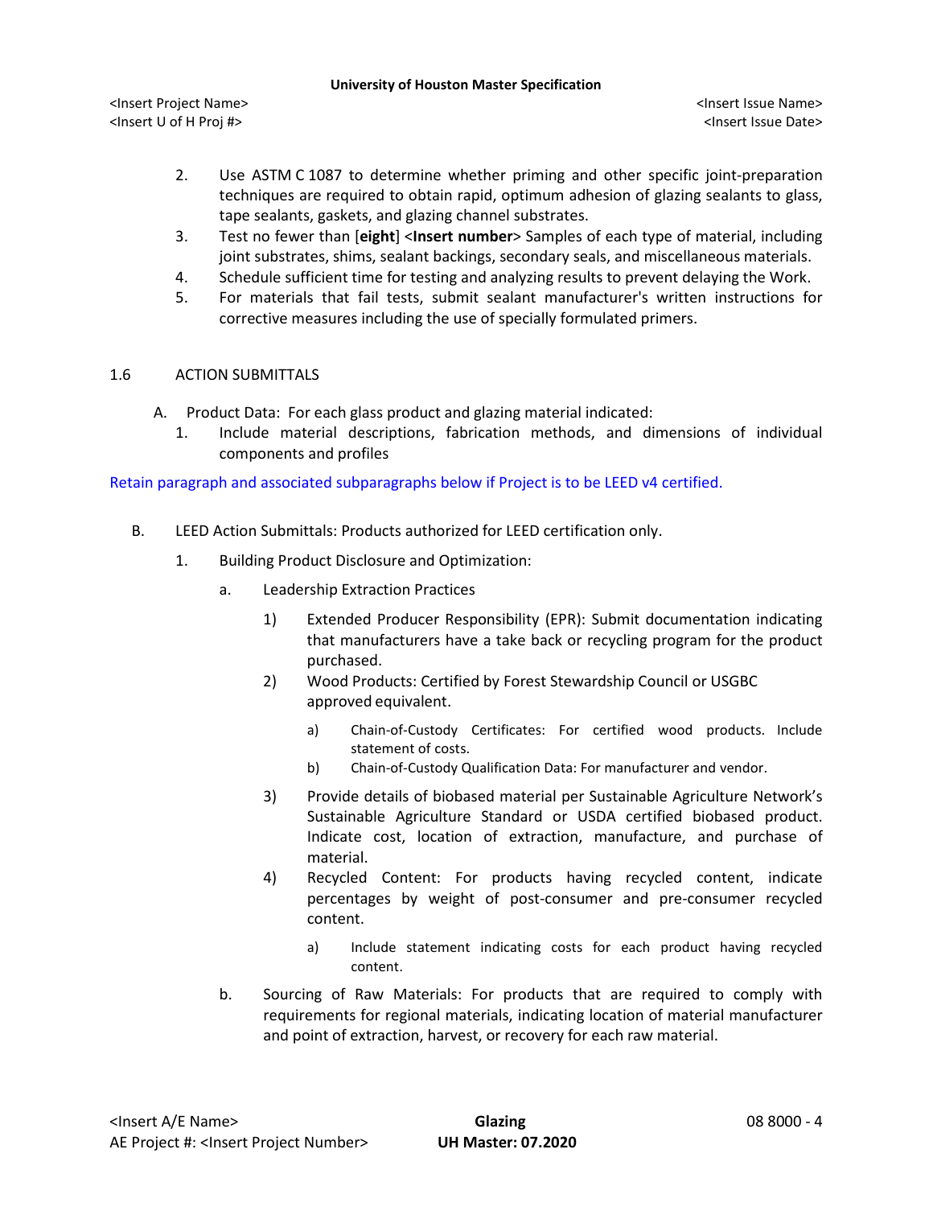2. Use ASTM C 1087 to determine whether priming and other specific joint-preparation techniques are required to obtain rapid, optimum adhesion of glazing sealants to glass, tape sealants, gaskets, and glazing channel substrates.
3. Test no fewer than [**eight**] <**Insert number**> Samples of each type of material, including joint substrates, shims, sealant backings, secondary seals, and miscellaneous materials.
4. Schedule sufficient time for testing and analyzing results to prevent delaying the Work.
5. For materials that fail tests, submit sealant manufacturer's written instructions for corrective measures including the use of specially formulated primers.

## 1.6 ACTION SUBMITTALS

A. Product Data: For each glass product and glazing material indicated:
   1. Include material descriptions, fabrication methods, and dimensions of individual components and profiles

Retain paragraph and associated subparagraphs below if Project is to be LEED v4 certified.

B. LEED Action Submittals: Products authorized for LEED certification only.
   1. Building Product Disclosure and Optimization:
      a. Leadership Extraction Practices
         1) Extended Producer Responsibility (EPR): Submit documentation indicating that manufacturers have a take back or recycling program for the product purchased.
         2) Wood Products: Certified by Forest Stewardship Council or USGBC approved equivalent.
            a) Chain-of-Custody Certificates: For certified wood products. Include statement of costs.
            b) Chain-of-Custody Qualification Data: For manufacturer and vendor.
         3) Provide details of biobased material per Sustainable Agriculture Network's Sustainable Agriculture Standard or USDA certified biobased product. Indicate cost, location of extraction, manufacture, and purchase of material.
         4) Recycled Content: For products having recycled content, indicate percentages by weight of post-consumer and pre-consumer recycled content.
            a) Include statement indicating costs for each product having recycled content.
      b. Sourcing of Raw Materials: For products that are required to comply with requirements for regional materials, indicating location of material manufacturer and point of extraction, harvest, or recovery for each raw material.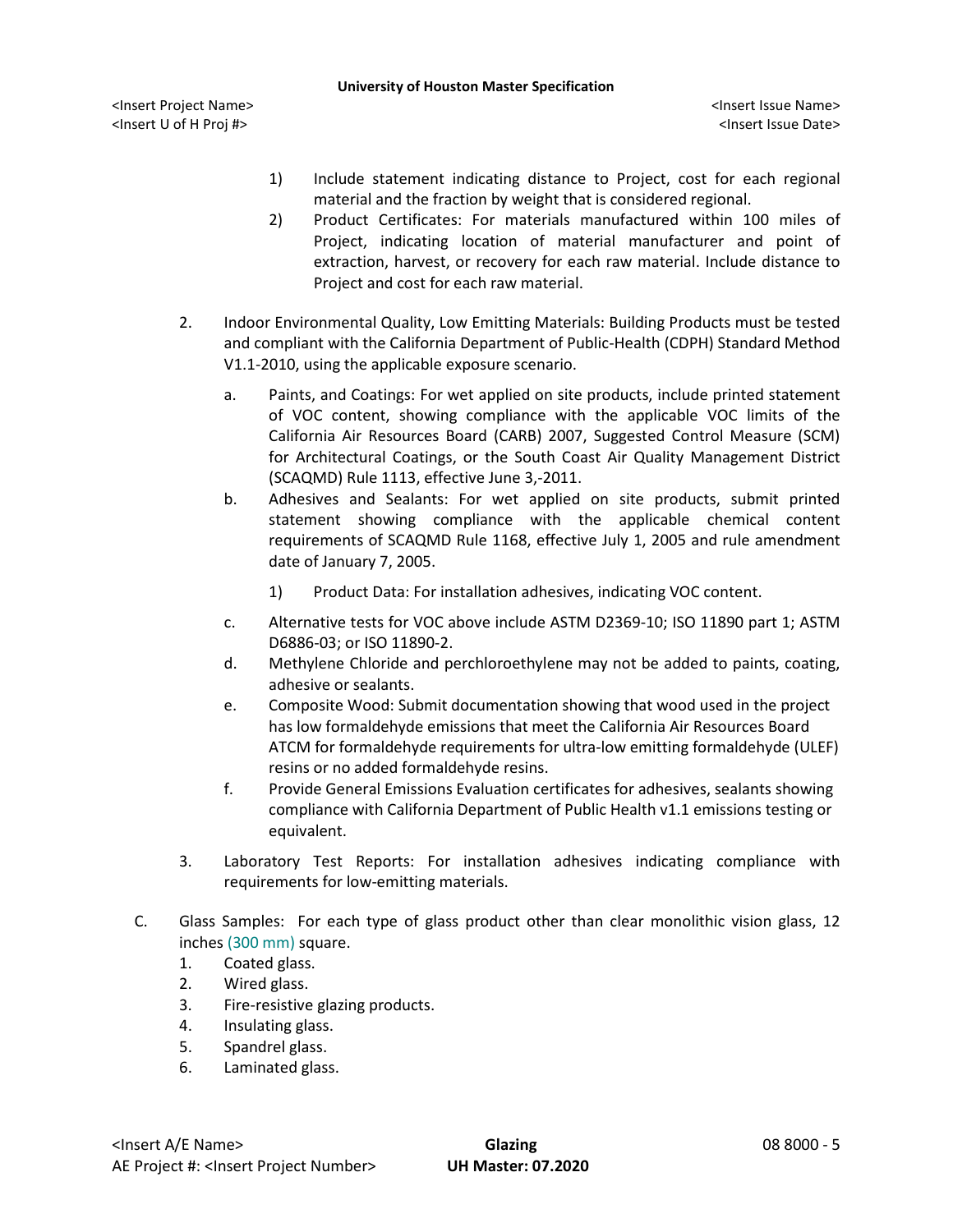1) Include statement indicating distance to Project, cost for each regional material and the fraction by weight that is considered regional.
2) Product Certificates: For materials manufactured within 100 miles of Project, indicating location of material manufacturer and point of extraction, harvest, or recovery for each raw material. Include distance to Project and cost for each raw material.

2. Indoor Environmental Quality, Low Emitting Materials: Building Products must be tested and compliant with the California Department of Public-Health (CDPH) Standard Method V1.1-2010, using the applicable exposure scenario.
   a. Paints, and Coatings: For wet applied on site products, include printed statement of VOC content, showing compliance with the applicable VOC limits of the California Air Resources Board (CARB) 2007, Suggested Control Measure (SCM) for Architectural Coatings, or the South Coast Air Quality Management District (SCAQMD) Rule 1113, effective June 3,-2011.
   b. Adhesives and Sealants: For wet applied on site products, submit printed statement showing compliance with the applicable chemical content requirements of SCAQMD Rule 1168, effective July 1, 2005 and rule amendment date of January 7, 2005.
      1) Product Data: For installation adhesives, indicating VOC content.
   c. Alternative tests for VOC above include ASTM D2369-10; ISO 11890 part 1; ASTM D6886-03; or ISO 11890-2.
   d. Methylene Chloride and perchloroethylene may not be added to paints, coating, adhesive or sealants.
   e. Composite Wood: Submit documentation showing that wood used in the project has low formaldehyde emissions that meet the California Air Resources Board ATCM for formaldehyde requirements for ultra-low emitting formaldehyde (ULEF) resins or no added formaldehyde resins.
   f. Provide General Emissions Evaluation certificates for adhesives, sealants showing compliance with California Department of Public Health v1.1 emissions testing or equivalent.
3. Laboratory Test Reports: For installation adhesives indicating compliance with requirements for low-emitting materials.

C. Glass Samples: For each type of glass product other than clear monolithic vision glass, 12 inches (300 mm) square.
   1. Coated glass.
   2. Wired glass.
   3. Fire-resistive glazing products.
   4. Insulating glass.
   5. Spandrel glass.
   6. Laminated glass.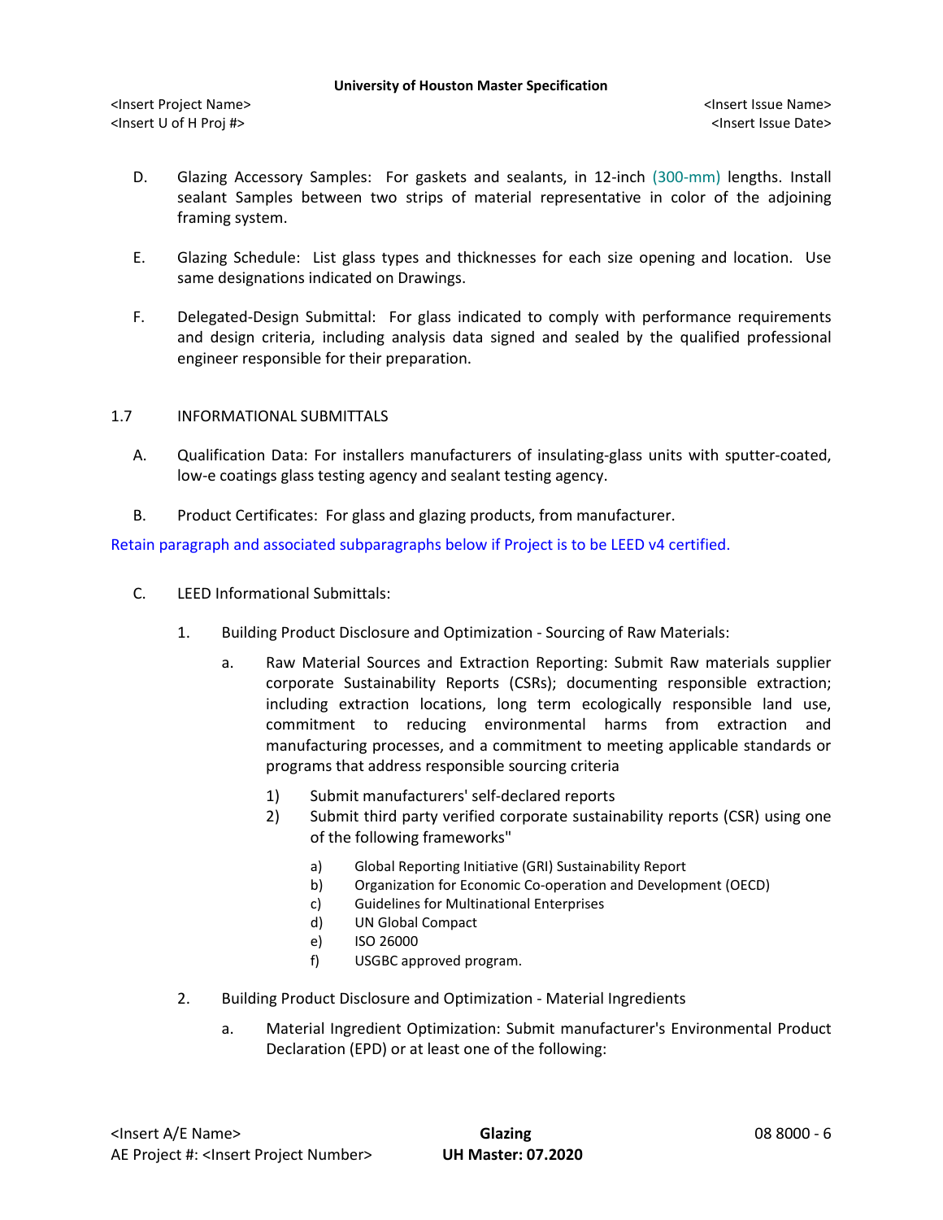D. Glazing Accessory Samples: For gaskets and sealants, in 12-inch (300-mm) lengths. Install sealant Samples between two strips of material representative in color of the adjoining framing system.

E. Glazing Schedule: List glass types and thicknesses for each size opening and location. Use same designations indicated on Drawings.

F. Delegated-Design Submittal: For glass indicated to comply with performance requirements and design criteria, including analysis data signed and sealed by the qualified professional engineer responsible for their preparation.

## 1.7 INFORMATIONAL SUBMITTALS

A. Qualification Data: For installers manufacturers of insulating-glass units with sputter-coated, low-e coatings glass testing agency and sealant testing agency.

B. Product Certificates: For glass and glazing products, from manufacturer.

Retain paragraph and associated subparagraphs below if Project is to be LEED v4 certified.

C. LEED Informational Submittals:

1. Building Product Disclosure and Optimization - Sourcing of Raw Materials:

   a. Raw Material Sources and Extraction Reporting: Submit Raw materials supplier corporate Sustainability Reports (CSRs); documenting responsible extraction; including extraction locations, long term ecologically responsible land use, commitment to reducing environmental harms from extraction and manufacturing processes, and a commitment to meeting applicable standards or programs that address responsible sourcing criteria

      1) Submit manufacturers' self-declared reports
      2) Submit third party verified corporate sustainability reports (CSR) using one of the following frameworks"

         a) Global Reporting Initiative (GRI) Sustainability Report
         b) Organization for Economic Co-operation and Development (OECD)
         c) Guidelines for Multinational Enterprises
         d) UN Global Compact
         e) ISO 26000
         f) USGBC approved program.

2. Building Product Disclosure and Optimization - Material Ingredients

   a. Material Ingredient Optimization: Submit manufacturer's Environmental Product Declaration (EPD) or at least one of the following: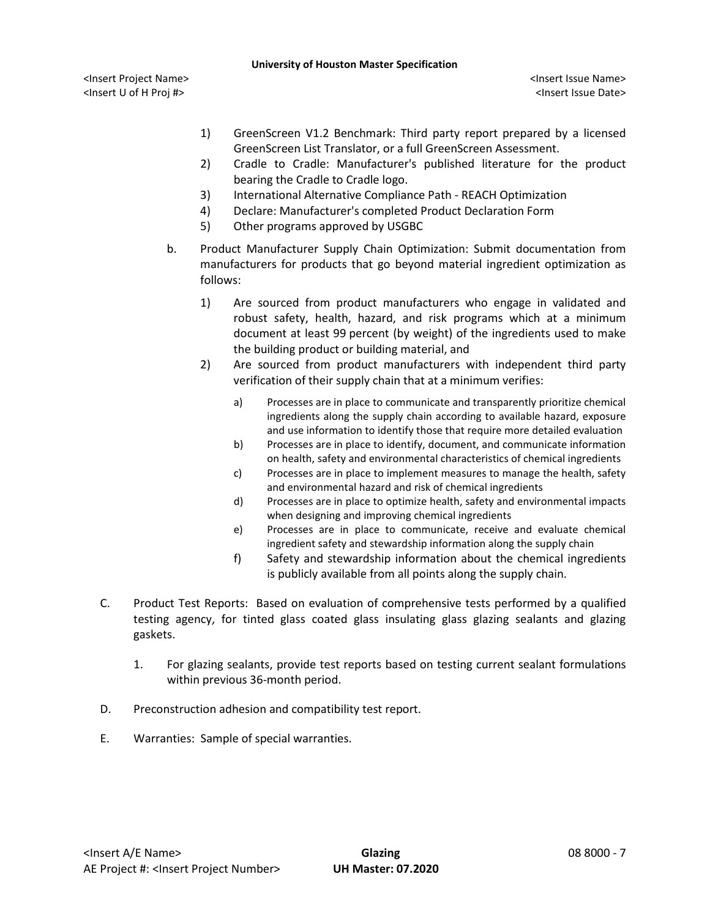1) GreenScreen V1.2 Benchmark: Third party report prepared by a licensed GreenScreen List Translator, or a full GreenScreen Assessment.
2) Cradle to Cradle: Manufacturer's published literature for the product bearing the Cradle to Cradle logo.
3) International Alternative Compliance Path - REACH Optimization
4) Declare: Manufacturer's completed Product Declaration Form
5) Other programs approved by USGBC

b. Product Manufacturer Supply Chain Optimization: Submit documentation from manufacturers for products that go beyond material ingredient optimization as follows:

1) Are sourced from product manufacturers who engage in validated and robust safety, health, hazard, and risk programs which at a minimum document at least 99 percent (by weight) of the ingredients used to make the building product or building material, and
2) Are sourced from product manufacturers with independent third party verification of their supply chain that at a minimum verifies:
    a) Processes are in place to communicate and transparently prioritize chemical ingredients along the supply chain according to available hazard, exposure and use information to identify those that require more detailed evaluation
    b) Processes are in place to identify, document, and communicate information on health, safety and environmental characteristics of chemical ingredients
    c) Processes are in place to implement measures to manage the health, safety and environmental hazard and risk of chemical ingredients
    d) Processes are in place to optimize health, safety and environmental impacts when designing and improving chemical ingredients
    e) Processes are in place to communicate, receive and evaluate chemical ingredient safety and stewardship information along the supply chain
    f) Safety and stewardship information about the chemical ingredients is publicly available from all points along the supply chain.

C. Product Test Reports: Based on evaluation of comprehensive tests performed by a qualified testing agency, for tinted glass coated glass insulating glass glazing sealants and glazing gaskets.

1. For glazing sealants, provide test reports based on testing current sealant formulations within previous 36-month period.

D. Preconstruction adhesion and compatibility test report.

E. Warranties: Sample of special warranties.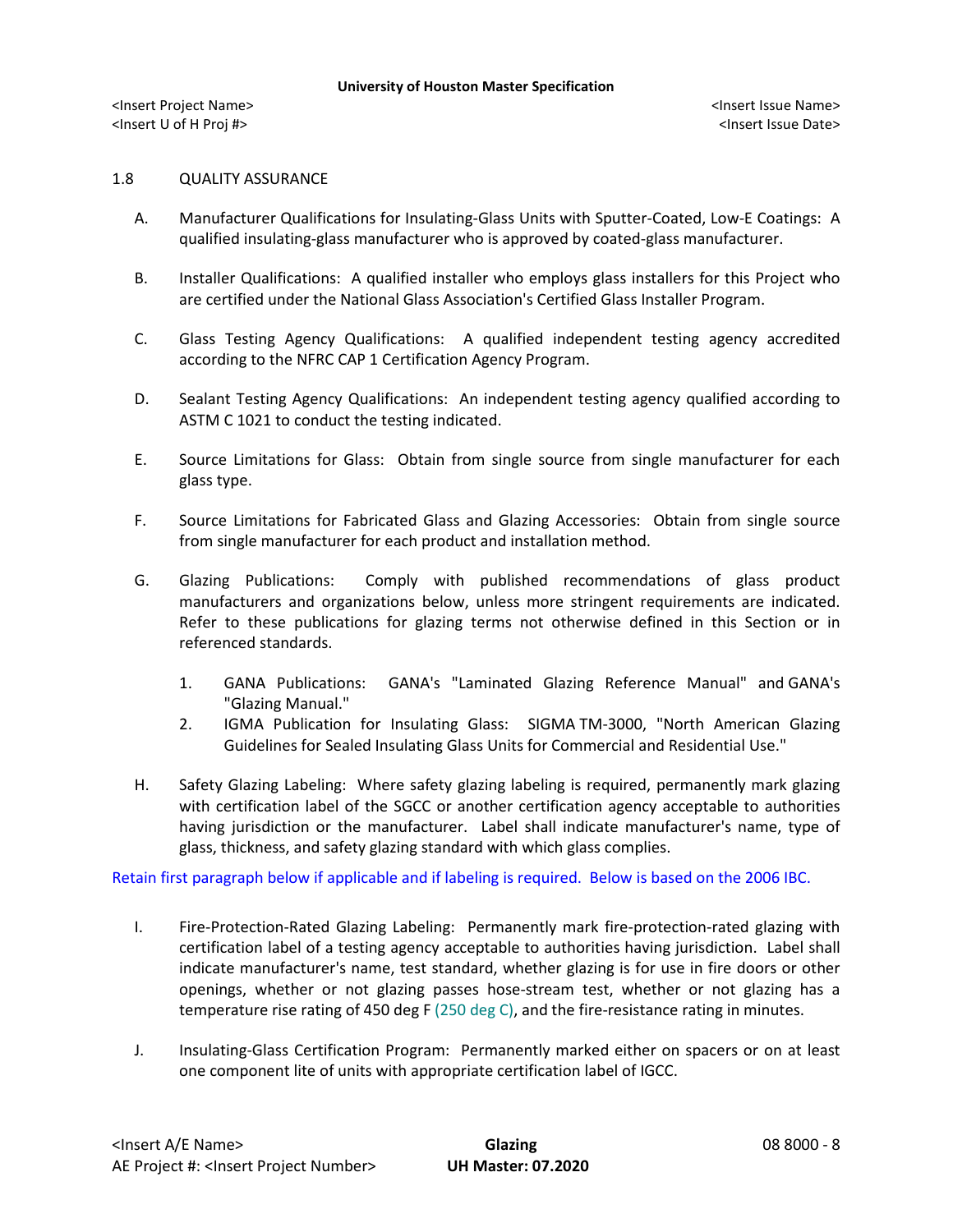## 1.8 QUALITY ASSURANCE

A. Manufacturer Qualifications for Insulating-Glass Units with Sputter-Coated, Low-E Coatings: A qualified insulating-glass manufacturer who is approved by coated-glass manufacturer.

B. Installer Qualifications: A qualified installer who employs glass installers for this Project who are certified under the National Glass Association's Certified Glass Installer Program.

C. Glass Testing Agency Qualifications: A qualified independent testing agency accredited according to the NFRC CAP 1 Certification Agency Program.

D. Sealant Testing Agency Qualifications: An independent testing agency qualified according to ASTM C 1021 to conduct the testing indicated.

E. Source Limitations for Glass: Obtain from single source from single manufacturer for each glass type.

F. Source Limitations for Fabricated Glass and Glazing Accessories: Obtain from single source from single manufacturer for each product and installation method.

G. Glazing Publications: Comply with published recommendations of glass product manufacturers and organizations below, unless more stringent requirements are indicated. Refer to these publications for glazing terms not otherwise defined in this Section or in referenced standards.

   1. GANA Publications: GANA's "Laminated Glazing Reference Manual" and GANA's "Glazing Manual."
   2. IGMA Publication for Insulating Glass: SIGMA TM-3000, "North American Glazing Guidelines for Sealed Insulating Glass Units for Commercial and Residential Use."

H. Safety Glazing Labeling: Where safety glazing labeling is required, permanently mark glazing with certification label of the SGCC or another certification agency acceptable to authorities having jurisdiction or the manufacturer. Label shall indicate manufacturer's name, type of glass, thickness, and safety glazing standard with which glass complies.

Retain first paragraph below if applicable and if labeling is required. Below is based on the 2006 IBC.

I. Fire-Protection-Rated Glazing Labeling: Permanently mark fire-protection-rated glazing with certification label of a testing agency acceptable to authorities having jurisdiction. Label shall indicate manufacturer's name, test standard, whether glazing is for use in fire doors or other openings, whether or not glazing passes hose-stream test, whether or not glazing has a temperature rise rating of 450 deg F (250 deg C), and the fire-resistance rating in minutes.

J. Insulating-Glass Certification Program: Permanently marked either on spacers or on at least one component lite of units with appropriate certification label of IGCC.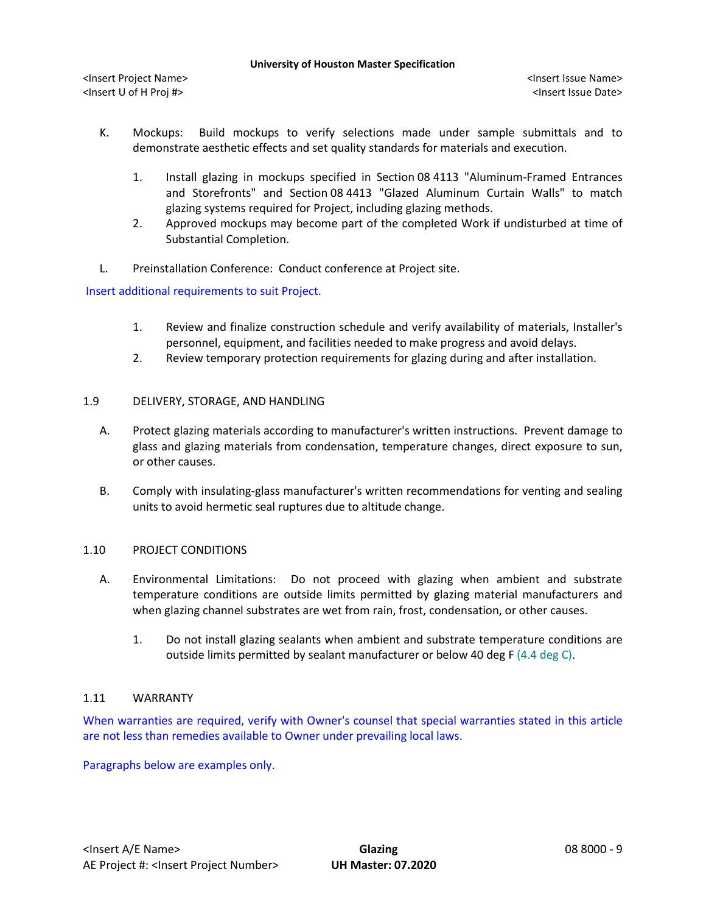K. Mockups: Build mockups to verify selections made under sample submittals and to demonstrate aesthetic effects and set quality standards for materials and execution.

1. Install glazing in mockups specified in Section 08 4113 "Aluminum-Framed Entrances and Storefronts" and Section 08 4413 "Glazed Aluminum Curtain Walls" to match glazing systems required for Project, including glazing methods.
2. Approved mockups may become part of the completed Work if undisturbed at time of Substantial Completion.

L. Preinstallation Conference: Conduct conference at Project site.

Insert additional requirements to suit Project.

1. Review and finalize construction schedule and verify availability of materials, Installer's personnel, equipment, and facilities needed to make progress and avoid delays.
2. Review temporary protection requirements for glazing during and after installation.

## 1.9 DELIVERY, STORAGE, AND HANDLING

A. Protect glazing materials according to manufacturer's written instructions. Prevent damage to glass and glazing materials from condensation, temperature changes, direct exposure to sun, or other causes.

B. Comply with insulating-glass manufacturer's written recommendations for venting and sealing units to avoid hermetic seal ruptures due to altitude change.

## 1.10 PROJECT CONDITIONS

A. Environmental Limitations: Do not proceed with glazing when ambient and substrate temperature conditions are outside limits permitted by glazing material manufacturers and when glazing channel substrates are wet from rain, frost, condensation, or other causes.

1. Do not install glazing sealants when ambient and substrate temperature conditions are outside limits permitted by sealant manufacturer or below 40 deg F (4.4 deg C).

## 1.11 WARRANTY

When warranties are required, verify with Owner's counsel that special warranties stated in this article are not less than remedies available to Owner under prevailing local laws.

Paragraphs below are examples only.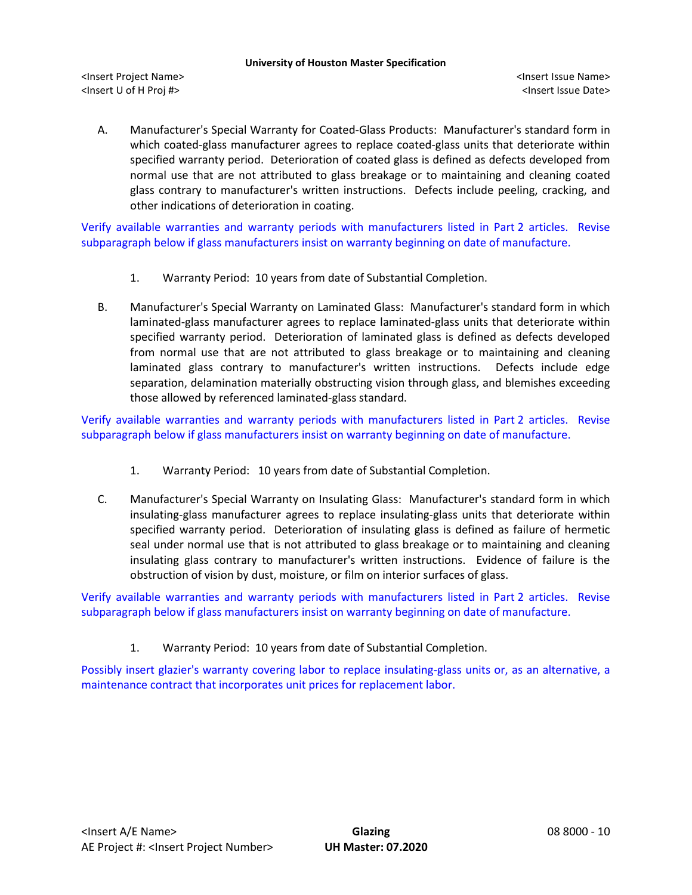A. Manufacturer's Special Warranty for Coated-Glass Products: Manufacturer's standard form in which coated-glass manufacturer agrees to replace coated-glass units that deteriorate within specified warranty period. Deterioration of coated glass is defined as defects developed from normal use that are not attributed to glass breakage or to maintaining and cleaning coated glass contrary to manufacturer's written instructions. Defects include peeling, cracking, and other indications of deterioration in coating.

Verify available warranties and warranty periods with manufacturers listed in Part 2 articles. Revise subparagraph below if glass manufacturers insist on warranty beginning on date of manufacture.

1. Warranty Period: 10 years from date of Substantial Completion.

B. Manufacturer's Special Warranty on Laminated Glass: Manufacturer's standard form in which laminated-glass manufacturer agrees to replace laminated-glass units that deteriorate within specified warranty period. Deterioration of laminated glass is defined as defects developed from normal use that are not attributed to glass breakage or to maintaining and cleaning laminated glass contrary to manufacturer's written instructions. Defects include edge separation, delamination materially obstructing vision through glass, and blemishes exceeding those allowed by referenced laminated-glass standard.

Verify available warranties and warranty periods with manufacturers listed in Part 2 articles. Revise subparagraph below if glass manufacturers insist on warranty beginning on date of manufacture.

1. Warranty Period: 10 years from date of Substantial Completion.

C. Manufacturer's Special Warranty on Insulating Glass: Manufacturer's standard form in which insulating-glass manufacturer agrees to replace insulating-glass units that deteriorate within specified warranty period. Deterioration of insulating glass is defined as failure of hermetic seal under normal use that is not attributed to glass breakage or to maintaining and cleaning insulating glass contrary to manufacturer's written instructions. Evidence of failure is the obstruction of vision by dust, moisture, or film on interior surfaces of glass.

Verify available warranties and warranty periods with manufacturers listed in Part 2 articles. Revise subparagraph below if glass manufacturers insist on warranty beginning on date of manufacture.

1. Warranty Period: 10 years from date of Substantial Completion.

Possibly insert glazier's warranty covering labor to replace insulating-glass units or, as an alternative, a maintenance contract that incorporates unit prices for replacement labor.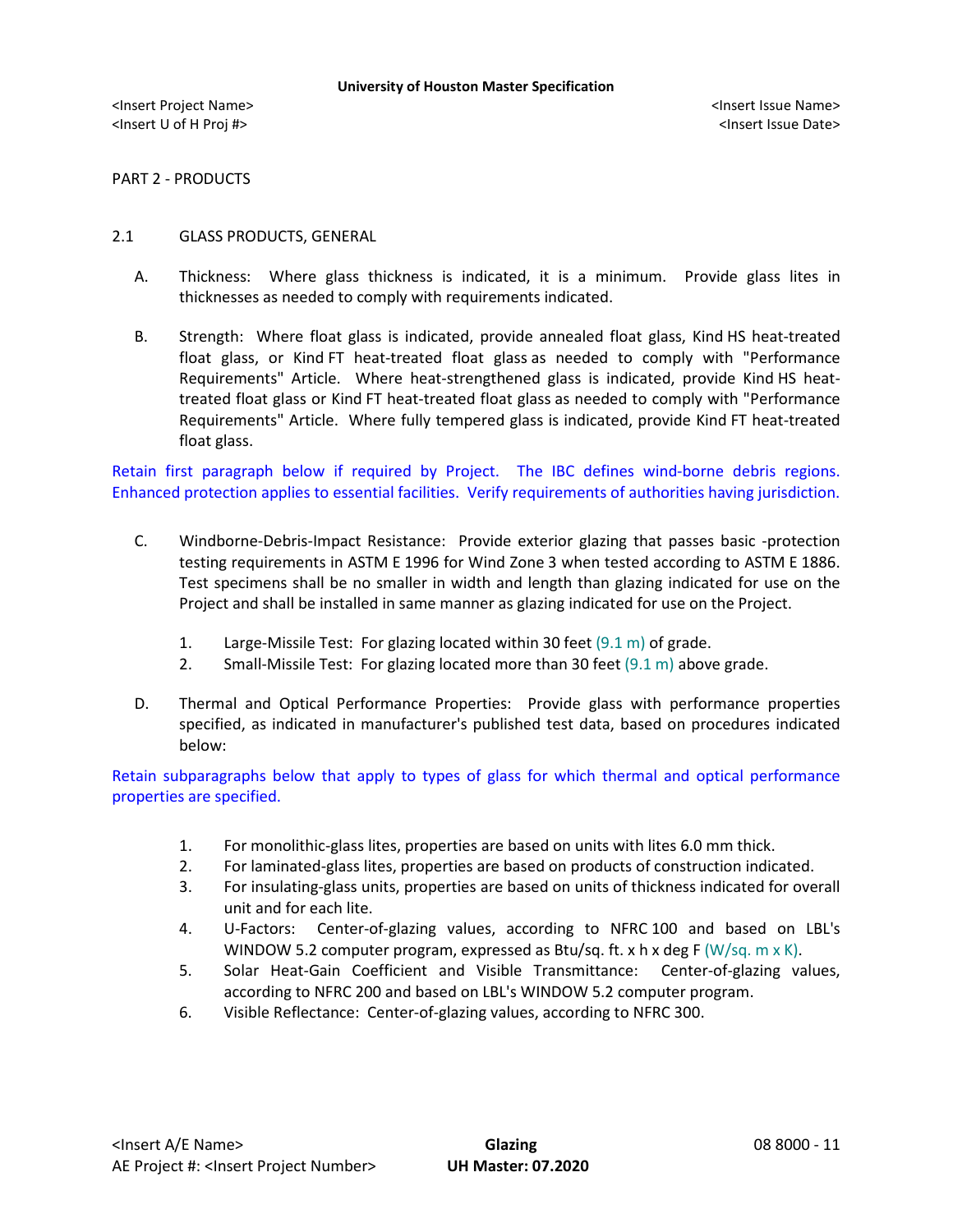PART 2 - PRODUCTS

## 2.1 GLASS PRODUCTS, GENERAL

A. Thickness: Where glass thickness is indicated, it is a minimum. Provide glass lites in thicknesses as needed to comply with requirements indicated.

B. Strength: Where float glass is indicated, provide annealed float glass, Kind HS heat-treated float glass, or Kind FT heat-treated float glass as needed to comply with "Performance Requirements" Article. Where heat-strengthened glass is indicated, provide Kind HS heat-treated float glass or Kind FT heat-treated float glass as needed to comply with "Performance Requirements" Article. Where fully tempered glass is indicated, provide Kind FT heat-treated float glass.

Retain first paragraph below if required by Project. The IBC defines wind-borne debris regions. Enhanced protection applies to essential facilities. Verify requirements of authorities having jurisdiction.

C. Windborne-Debris-Impact Resistance: Provide exterior glazing that passes basic -protection testing requirements in ASTM E 1996 for Wind Zone 3 when tested according to ASTM E 1886. Test specimens shall be no smaller in width and length than glazing indicated for use on the Project and shall be installed in same manner as glazing indicated for use on the Project.

   1. Large-Missile Test: For glazing located within 30 feet (9.1 m) of grade.
   2. Small-Missile Test: For glazing located more than 30 feet (9.1 m) above grade.

D. Thermal and Optical Performance Properties: Provide glass with performance properties specified, as indicated in manufacturer's published test data, based on procedures indicated below:

Retain subparagraphs below that apply to types of glass for which thermal and optical performance properties are specified.

   1. For monolithic-glass lites, properties are based on units with lites 6.0 mm thick.
   2. For laminated-glass lites, properties are based on products of construction indicated.
   3. For insulating-glass units, properties are based on units of thickness indicated for overall unit and for each lite.
   4. U-Factors: Center-of-glazing values, according to NFRC 100 and based on LBL's WINDOW 5.2 computer program, expressed as Btu/sq. ft. x h x deg F (W/sq. m x K).
   5. Solar Heat-Gain Coefficient and Visible Transmittance: Center-of-glazing values, according to NFRC 200 and based on LBL's WINDOW 5.2 computer program.
   6. Visible Reflectance: Center-of-glazing values, according to NFRC 300.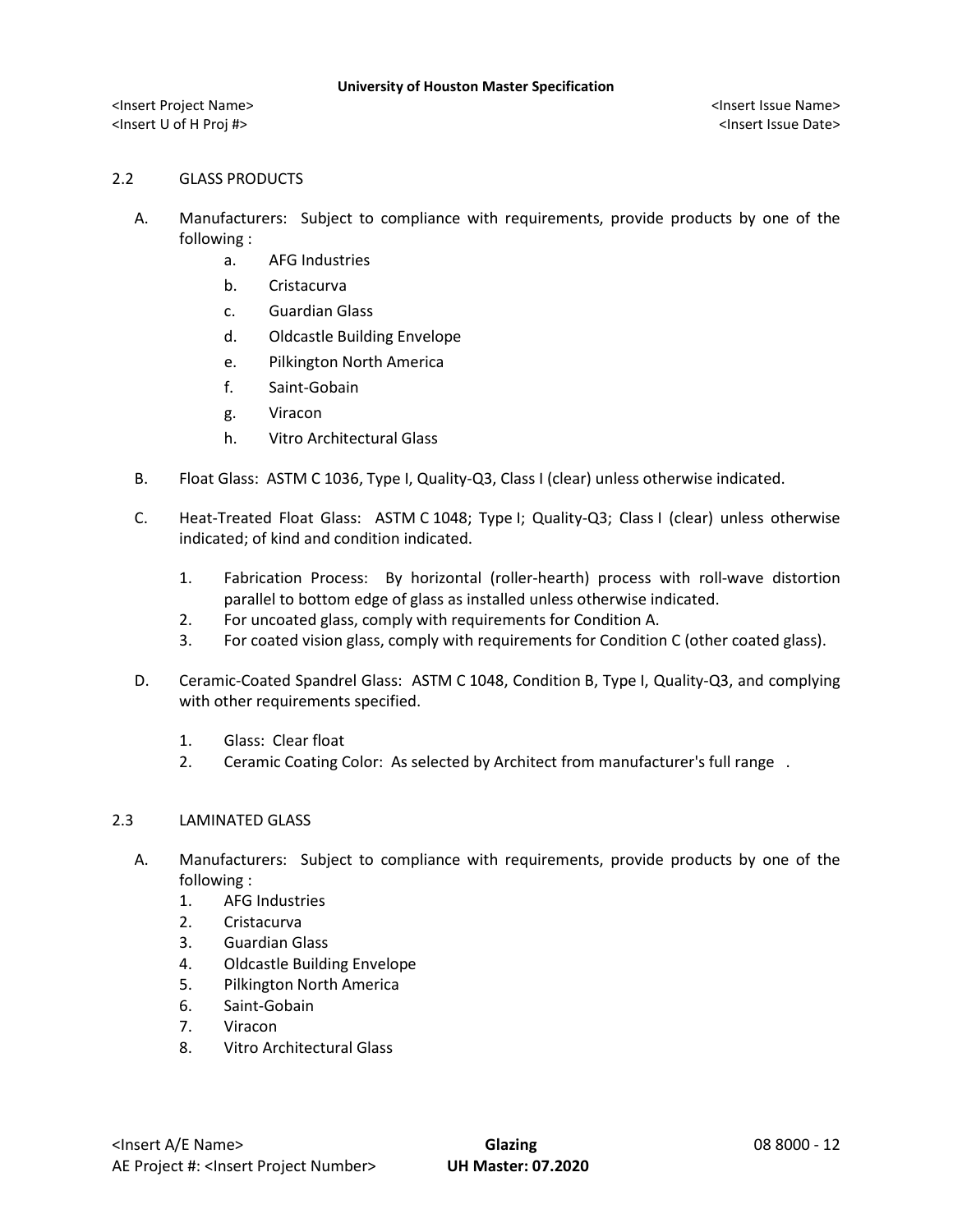## 2.2 GLASS PRODUCTS

A. Manufacturers: Subject to compliance with requirements, provide products by one of the following :

   a. AFG Industries
   b. Cristacurva
   c. Guardian Glass
   d. Oldcastle Building Envelope
   e. Pilkington North America
   f. Saint-Gobain
   g. Viracon
   h. Vitro Architectural Glass

B. Float Glass: ASTM C 1036, Type I, Quality-Q3, Class I (clear) unless otherwise indicated.

C. Heat-Treated Float Glass: ASTM C 1048; Type I; Quality-Q3; Class I (clear) unless otherwise indicated; of kind and condition indicated.

   1. Fabrication Process: By horizontal (roller-hearth) process with roll-wave distortion parallel to bottom edge of glass as installed unless otherwise indicated.
   2. For uncoated glass, comply with requirements for Condition A.
   3. For coated vision glass, comply with requirements for Condition C (other coated glass).

D. Ceramic-Coated Spandrel Glass: ASTM C 1048, Condition B, Type I, Quality-Q3, and complying with other requirements specified.

   1. Glass: Clear float
   2. Ceramic Coating Color: As selected by Architect from manufacturer's full range .

## 2.3 LAMINATED GLASS

A. Manufacturers: Subject to compliance with requirements, provide products by one of the following :

   1. AFG Industries
   2. Cristacurva
   3. Guardian Glass
   4. Oldcastle Building Envelope
   5. Pilkington North America
   6. Saint-Gobain
   7. Viracon
   8. Vitro Architectural Glass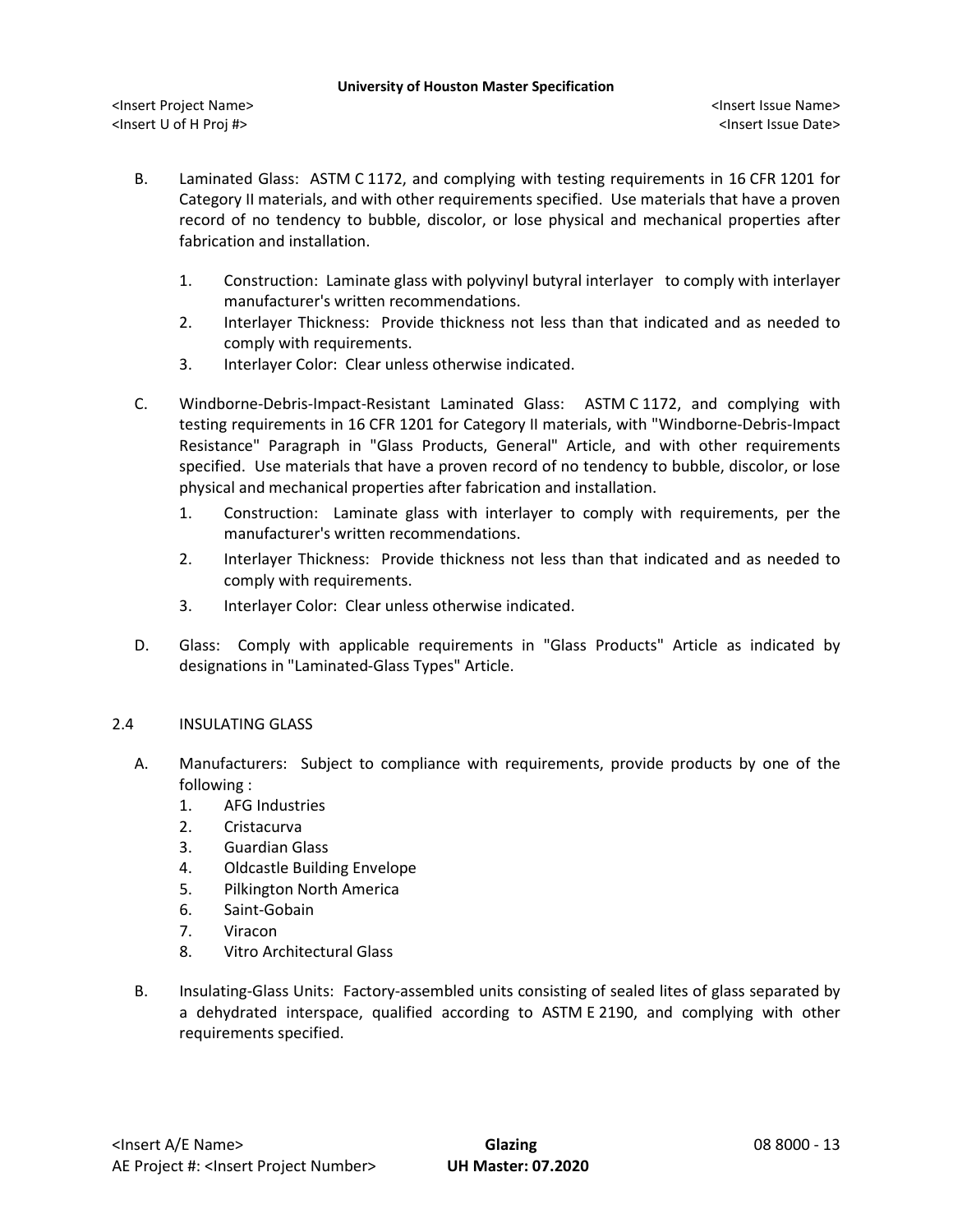B. Laminated Glass: ASTM C 1172, and complying with testing requirements in 16 CFR 1201 for Category II materials, and with other requirements specified. Use materials that have a proven record of no tendency to bubble, discolor, or lose physical and mechanical properties after fabrication and installation.

   1. Construction: Laminate glass with polyvinyl butyral interlayer to comply with interlayer manufacturer's written recommendations.
   2. Interlayer Thickness: Provide thickness not less than that indicated and as needed to comply with requirements.
   3. Interlayer Color: Clear unless otherwise indicated.

C. Windborne-Debris-Impact-Resistant Laminated Glass: ASTM C 1172, and complying with testing requirements in 16 CFR 1201 for Category II materials, with "Windborne-Debris-Impact Resistance" Paragraph in "Glass Products, General" Article, and with other requirements specified. Use materials that have a proven record of no tendency to bubble, discolor, or lose physical and mechanical properties after fabrication and installation.

   1. Construction: Laminate glass with interlayer to comply with requirements, per the manufacturer's written recommendations.
   2. Interlayer Thickness: Provide thickness not less than that indicated and as needed to comply with requirements.
   3. Interlayer Color: Clear unless otherwise indicated.

D. Glass: Comply with applicable requirements in "Glass Products" Article as indicated by designations in "Laminated-Glass Types" Article.

## 2.4 INSULATING GLASS

A. Manufacturers: Subject to compliance with requirements, provide products by one of the following :

   1. AFG Industries
   2. Cristacurva
   3. Guardian Glass
   4. Oldcastle Building Envelope
   5. Pilkington North America
   6. Saint-Gobain
   7. Viracon
   8. Vitro Architectural Glass

B. Insulating-Glass Units: Factory-assembled units consisting of sealed lites of glass separated by a dehydrated interspace, qualified according to ASTM E 2190, and complying with other requirements specified.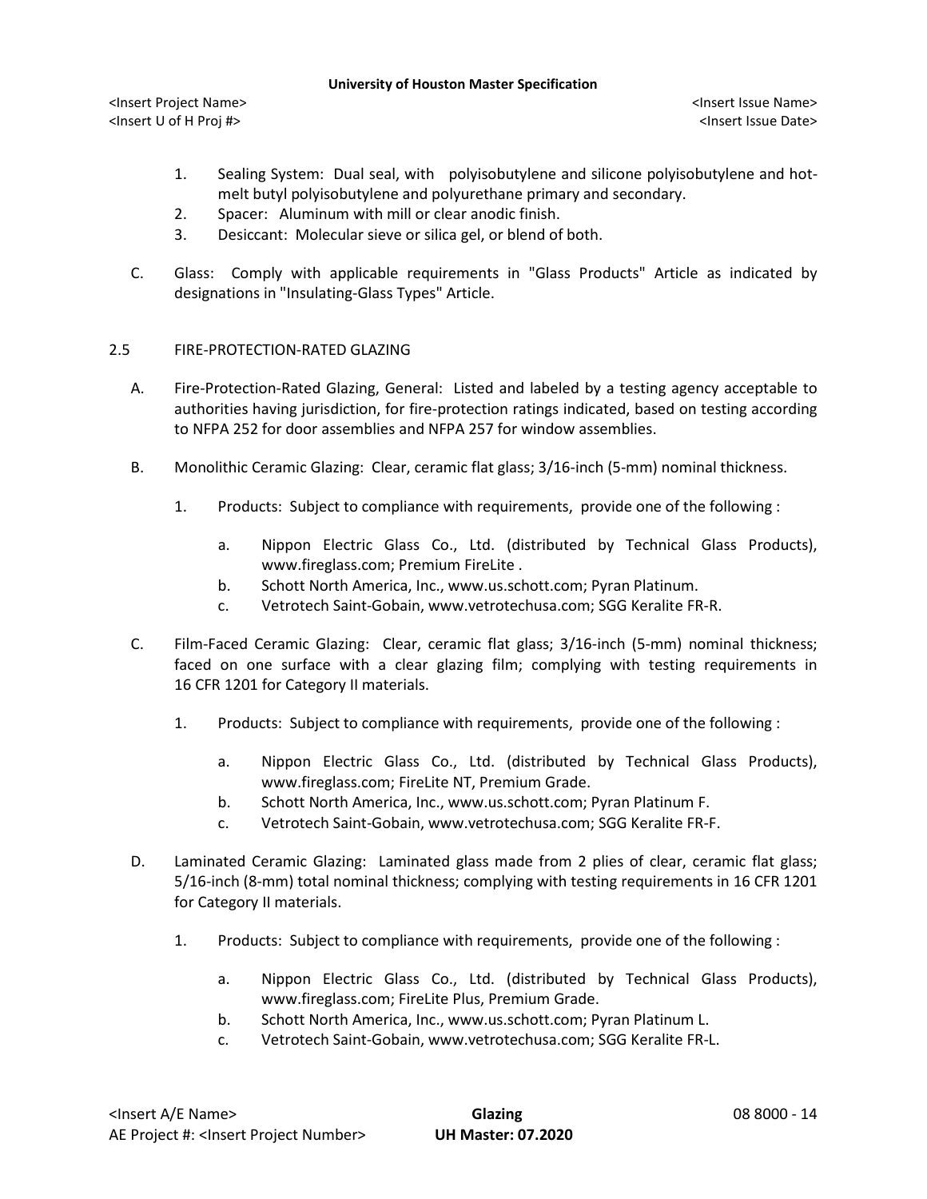1. Sealing System: Dual seal, with polyisobutylene and silicone polyisobutylene and hot-melt butyl polyisobutylene and polyurethane primary and secondary.
2. Spacer: Aluminum with mill or clear anodic finish.
3. Desiccant: Molecular sieve or silica gel, or blend of both.

C. Glass: Comply with applicable requirements in "Glass Products" Article as indicated by designations in "Insulating-Glass Types" Article.

## 2.5 FIRE-PROTECTION-RATED GLAZING

A. Fire-Protection-Rated Glazing, General: Listed and labeled by a testing agency acceptable to authorities having jurisdiction, for fire-protection ratings indicated, based on testing according to NFPA 252 for door assemblies and NFPA 257 for window assemblies.

B. Monolithic Ceramic Glazing: Clear, ceramic flat glass; 3/16-inch (5-mm) nominal thickness.

1. Products: Subject to compliance with requirements, provide one of the following :
   a. Nippon Electric Glass Co., Ltd. (distributed by Technical Glass Products), www.fireglass.com; Premium FireLite .
   b. Schott North America, Inc., www.us.schott.com; Pyran Platinum.
   c. Vetrotech Saint-Gobain, www.vetrotechusa.com; SGG Keralite FR-R.

C. Film-Faced Ceramic Glazing: Clear, ceramic flat glass; 3/16-inch (5-mm) nominal thickness; faced on one surface with a clear glazing film; complying with testing requirements in 16 CFR 1201 for Category II materials.

1. Products: Subject to compliance with requirements, provide one of the following :
   a. Nippon Electric Glass Co., Ltd. (distributed by Technical Glass Products), www.fireglass.com; FireLite NT, Premium Grade.
   b. Schott North America, Inc., www.us.schott.com; Pyran Platinum F.
   c. Vetrotech Saint-Gobain, www.vetrotechusa.com; SGG Keralite FR-F.

D. Laminated Ceramic Glazing: Laminated glass made from 2 plies of clear, ceramic flat glass; 5/16-inch (8-mm) total nominal thickness; complying with testing requirements in 16 CFR 1201 for Category II materials.

1. Products: Subject to compliance with requirements, provide one of the following :
   a. Nippon Electric Glass Co., Ltd. (distributed by Technical Glass Products), www.fireglass.com; FireLite Plus, Premium Grade.
   b. Schott North America, Inc., www.us.schott.com; Pyran Platinum L.
   c. Vetrotech Saint-Gobain, www.vetrotechusa.com; SGG Keralite FR-L.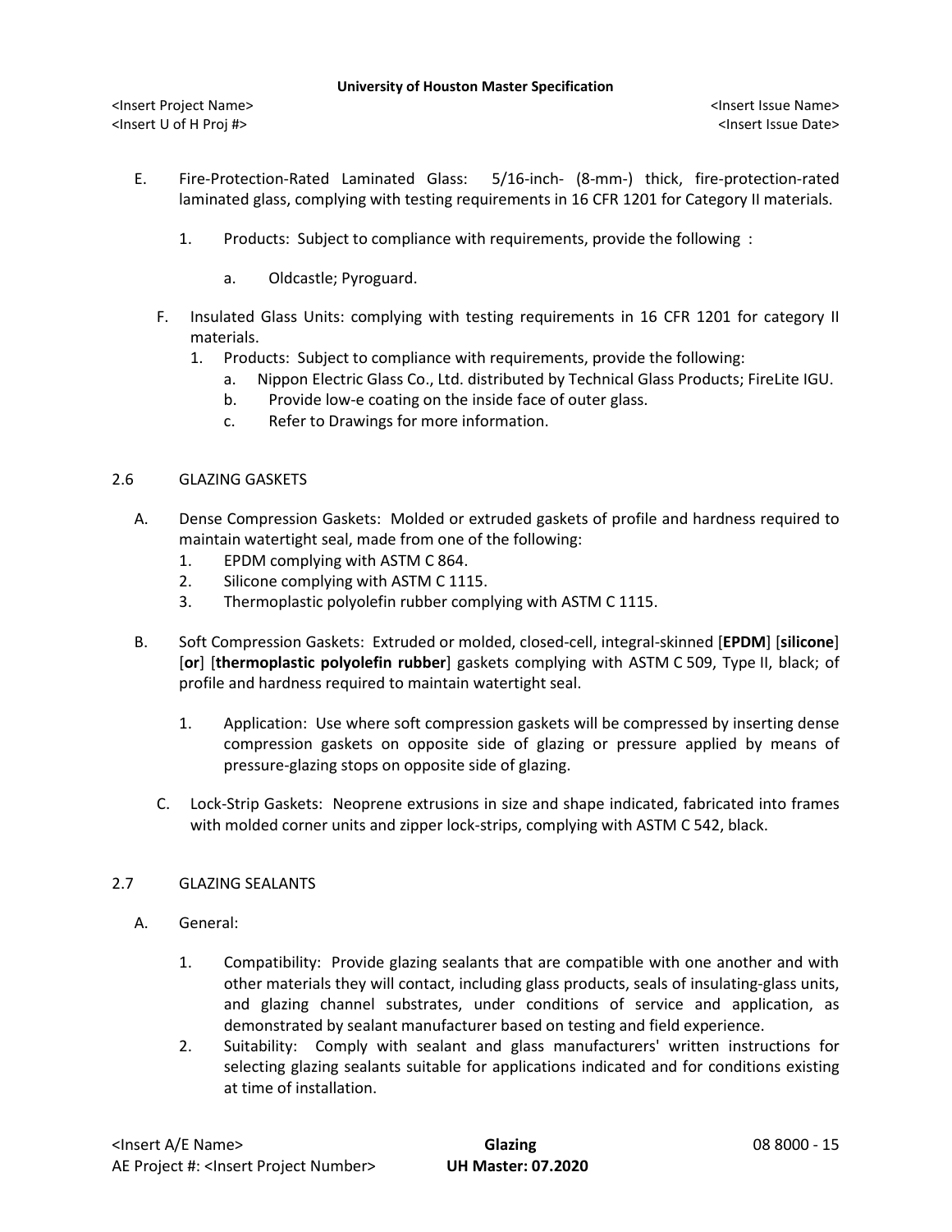E. Fire-Protection-Rated Laminated Glass: 5/16-inch- (8-mm-) thick, fire-protection-rated laminated glass, complying with testing requirements in 16 CFR 1201 for Category II materials.

  1. Products: Subject to compliance with requirements, provide the following :

    a. Oldcastle; Pyroguard.

F. Insulated Glass Units: complying with testing requirements in 16 CFR 1201 for category II materials.

  1. Products: Subject to compliance with requirements, provide the following:

    a. Nippon Electric Glass Co., Ltd. distributed by Technical Glass Products; FireLite IGU.

    b. Provide low-e coating on the inside face of outer glass.

    c. Refer to Drawings for more information.

## 2.6 GLAZING GASKETS

A. Dense Compression Gaskets: Molded or extruded gaskets of profile and hardness required to maintain watertight seal, made from one of the following:

  1. EPDM complying with ASTM C 864.
  2. Silicone complying with ASTM C 1115.
  3. Thermoplastic polyolefin rubber complying with ASTM C 1115.

B. Soft Compression Gaskets: Extruded or molded, closed-cell, integral-skinned [**EPDM**] [**silicone**] [**or**] [**thermoplastic polyolefin rubber**] gaskets complying with ASTM C 509, Type II, black; of profile and hardness required to maintain watertight seal.

  1. Application: Use where soft compression gaskets will be compressed by inserting dense compression gaskets on opposite side of glazing or pressure applied by means of pressure-glazing stops on opposite side of glazing.

C. Lock-Strip Gaskets: Neoprene extrusions in size and shape indicated, fabricated into frames with molded corner units and zipper lock-strips, complying with ASTM C 542, black.

## 2.7 GLAZING SEALANTS

A. General:

  1. Compatibility: Provide glazing sealants that are compatible with one another and with other materials they will contact, including glass products, seals of insulating-glass units, and glazing channel substrates, under conditions of service and application, as demonstrated by sealant manufacturer based on testing and field experience.
  2. Suitability: Comply with sealant and glass manufacturers' written instructions for selecting glazing sealants suitable for applications indicated and for conditions existing at time of installation.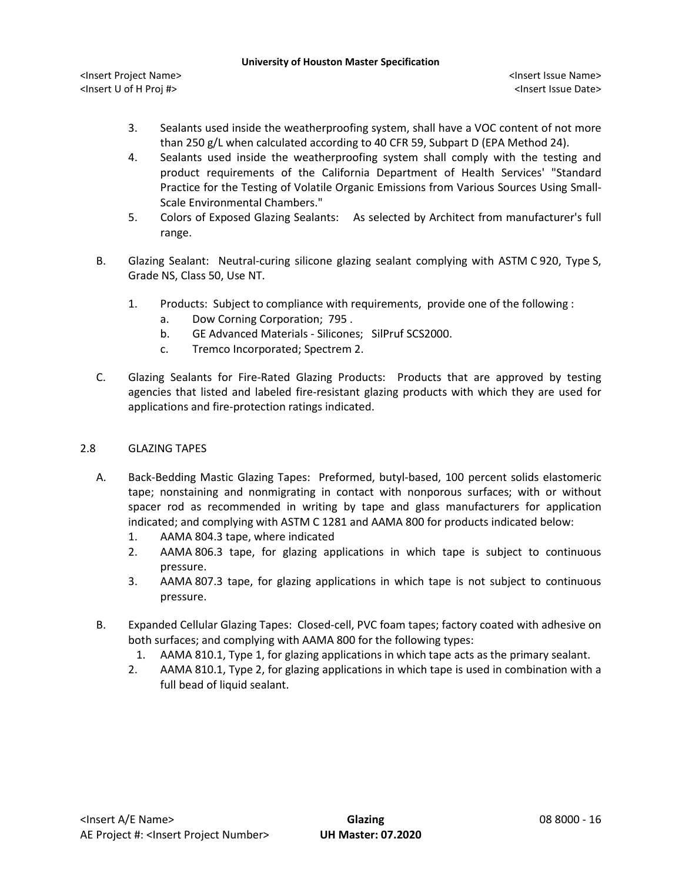3. Sealants used inside the weatherproofing system, shall have a VOC content of not more than 250 g/L when calculated according to 40 CFR 59, Subpart D (EPA Method 24).
4. Sealants used inside the weatherproofing system shall comply with the testing and product requirements of the California Department of Health Services' "Standard Practice for the Testing of Volatile Organic Emissions from Various Sources Using Small-Scale Environmental Chambers."
5. Colors of Exposed Glazing Sealants: As selected by Architect from manufacturer's full range.

B. Glazing Sealant: Neutral-curing silicone glazing sealant complying with ASTM C 920, Type S, Grade NS, Class 50, Use NT.

1. Products: Subject to compliance with requirements, provide one of the following :
   a. Dow Corning Corporation; 795 .
   b. GE Advanced Materials - Silicones; SilPruf SCS2000.
   c. Tremco Incorporated; Spectrem 2.

C. Glazing Sealants for Fire-Rated Glazing Products: Products that are approved by testing agencies that listed and labeled fire-resistant glazing products with which they are used for applications and fire-protection ratings indicated.

## 2.8 GLAZING TAPES

A. Back-Bedding Mastic Glazing Tapes: Preformed, butyl-based, 100 percent solids elastomeric tape; nonstaining and nonmigrating in contact with nonporous surfaces; with or without spacer rod as recommended in writing by tape and glass manufacturers for application indicated; and complying with ASTM C 1281 and AAMA 800 for products indicated below:
1. AAMA 804.3 tape, where indicated
2. AAMA 806.3 tape, for glazing applications in which tape is subject to continuous pressure.
3. AAMA 807.3 tape, for glazing applications in which tape is not subject to continuous pressure.

B. Expanded Cellular Glazing Tapes: Closed-cell, PVC foam tapes; factory coated with adhesive on both surfaces; and complying with AAMA 800 for the following types:
1. AAMA 810.1, Type 1, for glazing applications in which tape acts as the primary sealant.
2. AAMA 810.1, Type 2, for glazing applications in which tape is used in combination with a full bead of liquid sealant.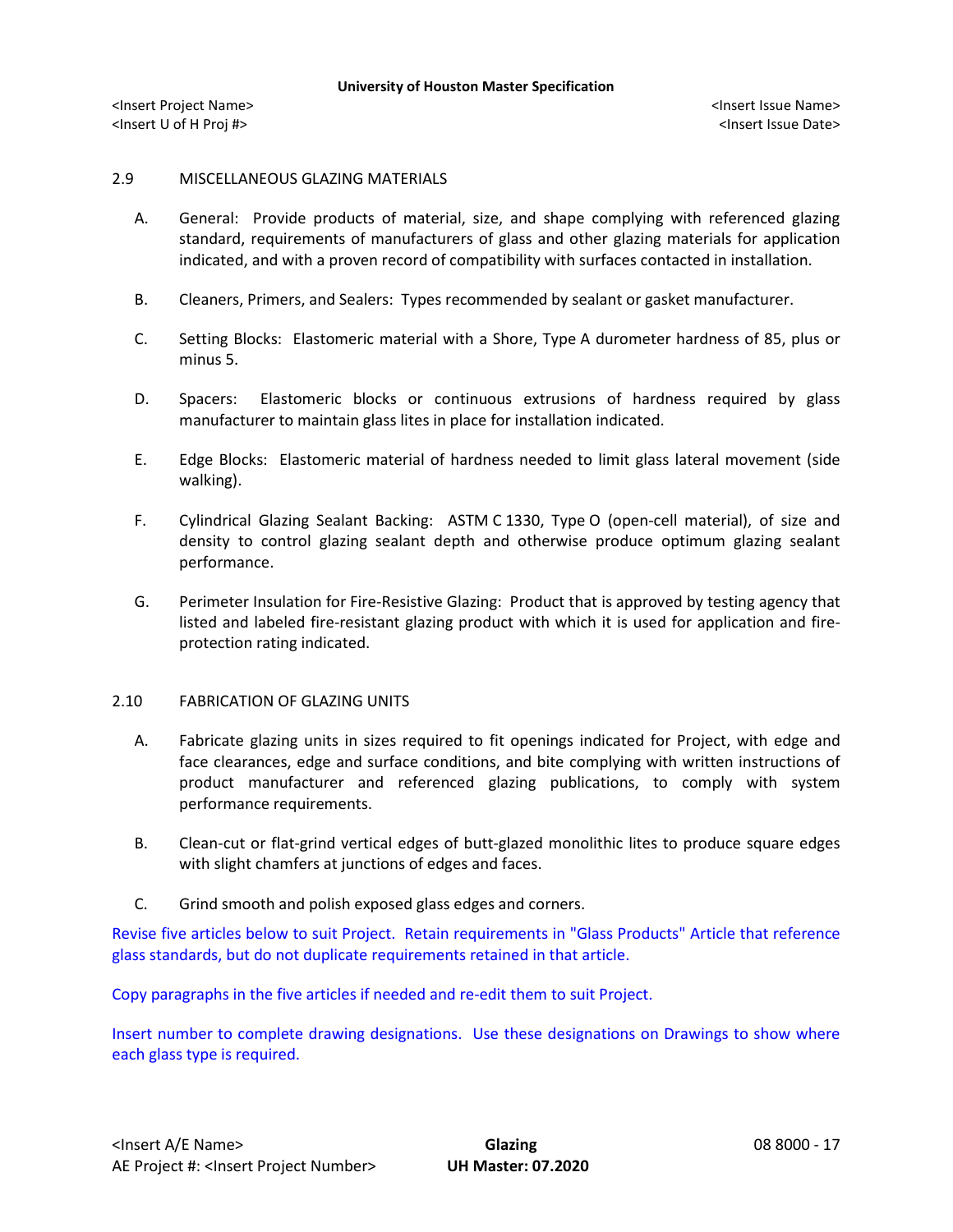## 2.9 MISCELLANEOUS GLAZING MATERIALS

A. General: Provide products of material, size, and shape complying with referenced glazing standard, requirements of manufacturers of glass and other glazing materials for application indicated, and with a proven record of compatibility with surfaces contacted in installation.

B. Cleaners, Primers, and Sealers: Types recommended by sealant or gasket manufacturer.

C. Setting Blocks: Elastomeric material with a Shore, Type A durometer hardness of 85, plus or minus 5.

D. Spacers: Elastomeric blocks or continuous extrusions of hardness required by glass manufacturer to maintain glass lites in place for installation indicated.

E. Edge Blocks: Elastomeric material of hardness needed to limit glass lateral movement (side walking).

F. Cylindrical Glazing Sealant Backing: ASTM C 1330, Type O (open-cell material), of size and density to control glazing sealant depth and otherwise produce optimum glazing sealant performance.

G. Perimeter Insulation for Fire-Resistive Glazing: Product that is approved by testing agency that listed and labeled fire-resistant glazing product with which it is used for application and fire-protection rating indicated.

## 2.10 FABRICATION OF GLAZING UNITS

A. Fabricate glazing units in sizes required to fit openings indicated for Project, with edge and face clearances, edge and surface conditions, and bite complying with written instructions of product manufacturer and referenced glazing publications, to comply with system performance requirements.

B. Clean-cut or flat-grind vertical edges of butt-glazed monolithic lites to produce square edges with slight chamfers at junctions of edges and faces.

C. Grind smooth and polish exposed glass edges and corners.

Revise five articles below to suit Project. Retain requirements in "Glass Products" Article that reference glass standards, but do not duplicate requirements retained in that article.

Copy paragraphs in the five articles if needed and re-edit them to suit Project.

Insert number to complete drawing designations. Use these designations on Drawings to show where each glass type is required.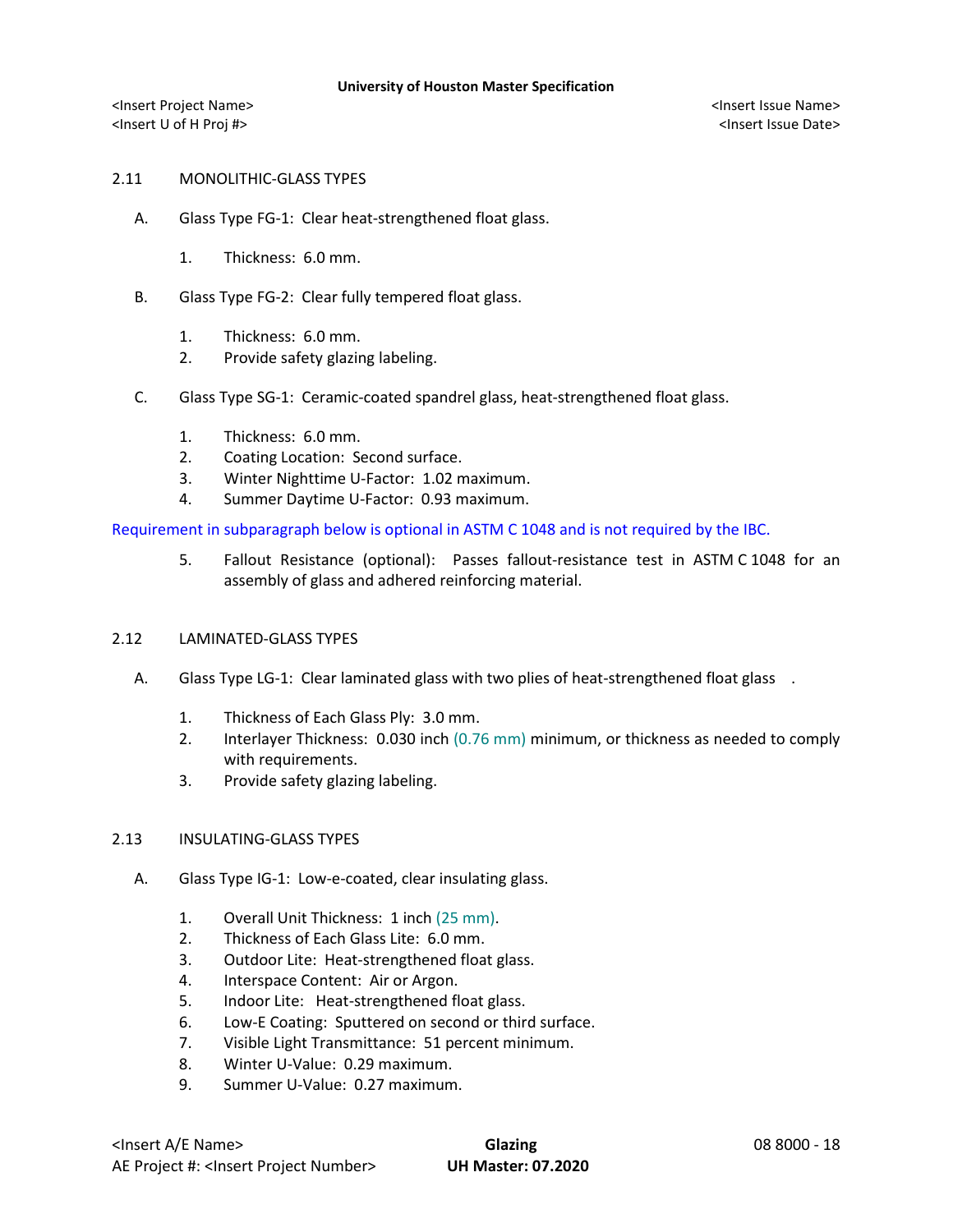## 2.11 MONOLITHIC-GLASS TYPES

A. Glass Type FG-1: Clear heat-strengthened float glass.

1. Thickness: 6.0 mm.

B. Glass Type FG-2: Clear fully tempered float glass.

1. Thickness: 6.0 mm.
2. Provide safety glazing labeling.

C. Glass Type SG-1: Ceramic-coated spandrel glass, heat-strengthened float glass.

1. Thickness: 6.0 mm.
2. Coating Location: Second surface.
3. Winter Nighttime U-Factor: 1.02 maximum.
4. Summer Daytime U-Factor: 0.93 maximum.

Requirement in subparagraph below is optional in ASTM C 1048 and is not required by the IBC.

5. Fallout Resistance (optional): Passes fallout-resistance test in ASTM C 1048 for an assembly of glass and adhered reinforcing material.

## 2.12 LAMINATED-GLASS TYPES

A. Glass Type LG-1: Clear laminated glass with two plies of heat-strengthened float glass .

1. Thickness of Each Glass Ply: 3.0 mm.
2. Interlayer Thickness: 0.030 inch (0.76 mm) minimum, or thickness as needed to comply with requirements.
3. Provide safety glazing labeling.

## 2.13 INSULATING-GLASS TYPES

A. Glass Type IG-1: Low-e-coated, clear insulating glass.

1. Overall Unit Thickness: 1 inch (25 mm).
2. Thickness of Each Glass Lite: 6.0 mm.
3. Outdoor Lite: Heat-strengthened float glass.
4. Interspace Content: Air or Argon.
5. Indoor Lite: Heat-strengthened float glass.
6. Low-E Coating: Sputtered on second or third surface.
7. Visible Light Transmittance: 51 percent minimum.
8. Winter U-Value: 0.29 maximum.
9. Summer U-Value: 0.27 maximum.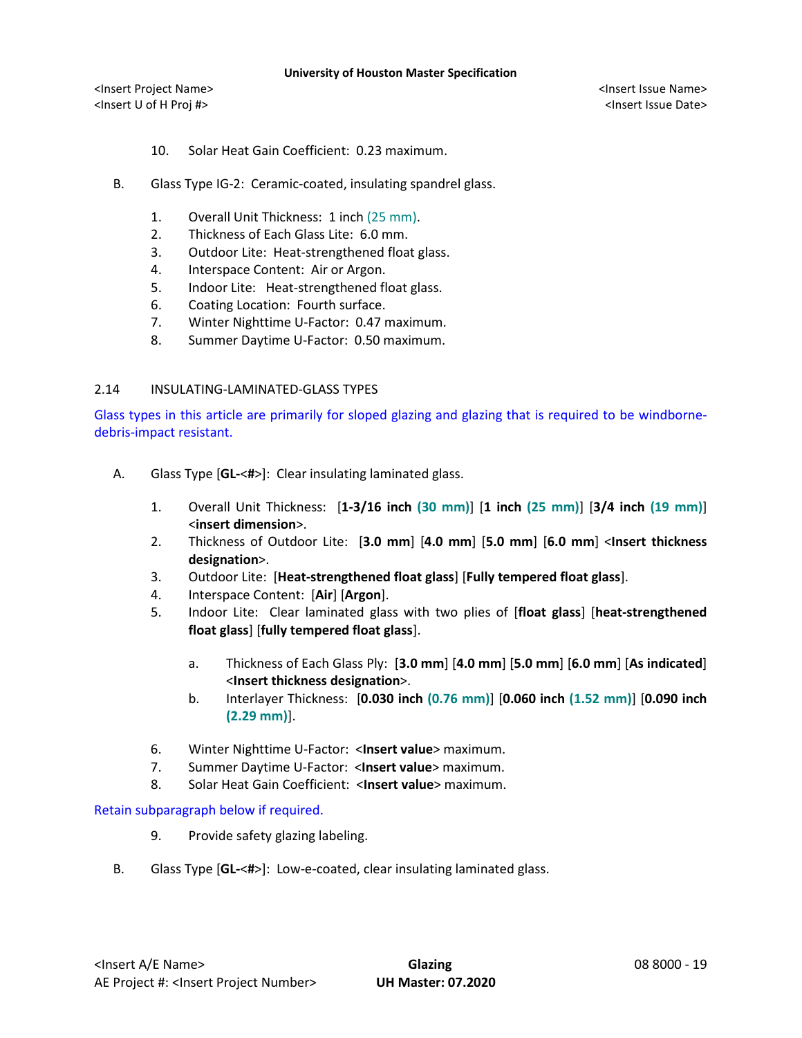10. Solar Heat Gain Coefficient: 0.23 maximum.

B. Glass Type IG-2: Ceramic-coated, insulating spandrel glass.

1. Overall Unit Thickness: 1 inch (25 mm).
2. Thickness of Each Glass Lite: 6.0 mm.
3. Outdoor Lite: Heat-strengthened float glass.
4. Interspace Content: Air or Argon.
5. Indoor Lite: Heat-strengthened float glass.
6. Coating Location: Fourth surface.
7. Winter Nighttime U-Factor: 0.47 maximum.
8. Summer Daytime U-Factor: 0.50 maximum.

## 2.14 INSULATING-LAMINATED-GLASS TYPES

Glass types in this article are primarily for sloped glazing and glazing that is required to be windborne-debris-impact resistant.

A. Glass Type [**GL-**<**#**>]: Clear insulating laminated glass.

1. Overall Unit Thickness: [**1-3/16 inch (30 mm)**] [**1 inch (25 mm)**] [**3/4 inch (19 mm)**] <**insert dimension**>.
2. Thickness of Outdoor Lite: [**3.0 mm**] [**4.0 mm**] [**5.0 mm**] [**6.0 mm**] <**Insert thickness designation**>.
3. Outdoor Lite: [**Heat-strengthened float glass**] [**Fully tempered float glass**].
4. Interspace Content: [**Air**] [**Argon**].
5. Indoor Lite: Clear laminated glass with two plies of [**float glass**] [**heat-strengthened float glass**] [**fully tempered float glass**].

   a. Thickness of Each Glass Ply: [**3.0 mm**] [**4.0 mm**] [**5.0 mm**] [**6.0 mm**] [**As indicated**] <**Insert thickness designation**>.
   b. Interlayer Thickness: [**0.030 inch (0.76 mm)**] [**0.060 inch (1.52 mm)**] [**0.090 inch (2.29 mm)**].

6. Winter Nighttime U-Factor: <**Insert value**> maximum.
7. Summer Daytime U-Factor: <**Insert value**> maximum.
8. Solar Heat Gain Coefficient: <**Insert value**> maximum.

Retain subparagraph below if required.

9. Provide safety glazing labeling.

B. Glass Type [**GL-**<**#**>]: Low-e-coated, clear insulating laminated glass.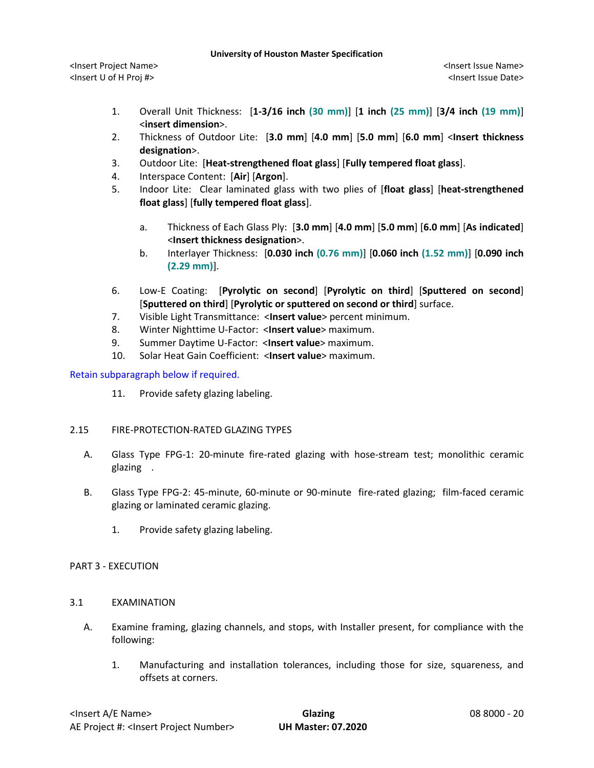1. Overall Unit Thickness: [**1-3/16 inch (30 mm)**] [**1 inch (25 mm)**] [**3/4 inch (19 mm)**] <**insert dimension**>.
2. Thickness of Outdoor Lite: [**3.0 mm**] [**4.0 mm**] [**5.0 mm**] [**6.0 mm**] <**Insert thickness designation**>.
3. Outdoor Lite: [**Heat-strengthened float glass**] [**Fully tempered float glass**].
4. Interspace Content: [**Air**] [**Argon**].
5. Indoor Lite: Clear laminated glass with two plies of [**float glass**] [**heat-strengthened float glass**] [**fully tempered float glass**].
    a. Thickness of Each Glass Ply: [**3.0 mm**] [**4.0 mm**] [**5.0 mm**] [**6.0 mm**] [**As indicated**] <**Insert thickness designation**>.
    b. Interlayer Thickness: [**0.030 inch (0.76 mm)**] [**0.060 inch (1.52 mm)**] [**0.090 inch (2.29 mm)**].
6. Low-E Coating: [**Pyrolytic on second**] [**Pyrolytic on third**] [**Sputtered on second**] [**Sputtered on third**] [**Pyrolytic or sputtered on second or third**] surface.
7. Visible Light Transmittance: <**Insert value**> percent minimum.
8. Winter Nighttime U-Factor: <**Insert value**> maximum.
9. Summer Daytime U-Factor: <**Insert value**> maximum.
10. Solar Heat Gain Coefficient: <**Insert value**> maximum.

Retain subparagraph below if required.

11. Provide safety glazing labeling.

## 2.15 FIRE-PROTECTION-RATED GLAZING TYPES

A. Glass Type FPG-1: 20-minute fire-rated glazing with hose-stream test; monolithic ceramic glazing .

B. Glass Type FPG-2: 45-minute, 60-minute or 90-minute fire-rated glazing; film-faced ceramic glazing or laminated ceramic glazing.

1. Provide safety glazing labeling.

# PART 3 - EXECUTION

## 3.1 EXAMINATION

A. Examine framing, glazing channels, and stops, with Installer present, for compliance with the following:

1. Manufacturing and installation tolerances, including those for size, squareness, and offsets at corners.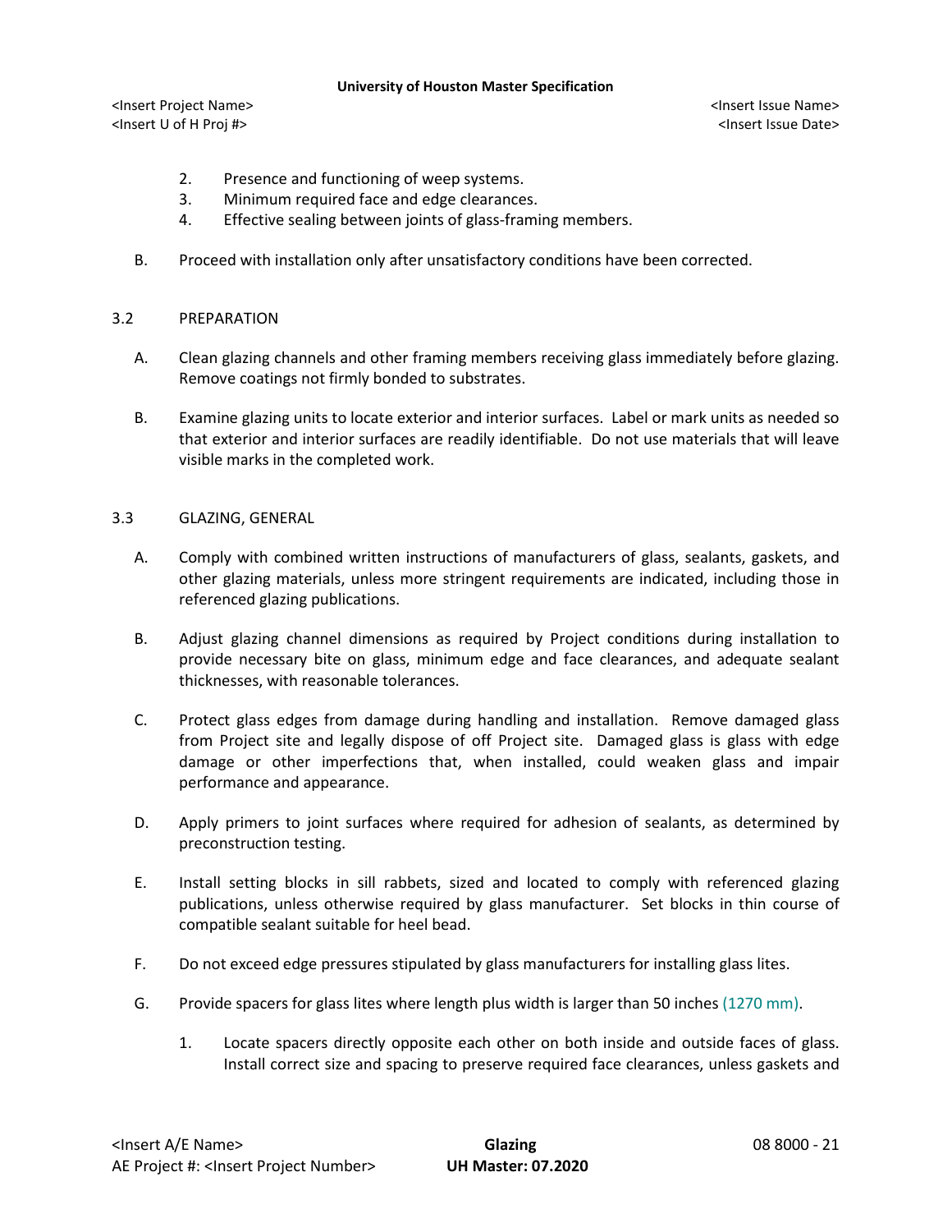2. Presence and functioning of weep systems.
3. Minimum required face and edge clearances.
4. Effective sealing between joints of glass-framing members.

B. Proceed with installation only after unsatisfactory conditions have been corrected.

## 3.2 PREPARATION

A. Clean glazing channels and other framing members receiving glass immediately before glazing. Remove coatings not firmly bonded to substrates.

B. Examine glazing units to locate exterior and interior surfaces. Label or mark units as needed so that exterior and interior surfaces are readily identifiable. Do not use materials that will leave visible marks in the completed work.

## 3.3 GLAZING, GENERAL

A. Comply with combined written instructions of manufacturers of glass, sealants, gaskets, and other glazing materials, unless more stringent requirements are indicated, including those in referenced glazing publications.

B. Adjust glazing channel dimensions as required by Project conditions during installation to provide necessary bite on glass, minimum edge and face clearances, and adequate sealant thicknesses, with reasonable tolerances.

C. Protect glass edges from damage during handling and installation. Remove damaged glass from Project site and legally dispose of off Project site. Damaged glass is glass with edge damage or other imperfections that, when installed, could weaken glass and impair performance and appearance.

D. Apply primers to joint surfaces where required for adhesion of sealants, as determined by preconstruction testing.

E. Install setting blocks in sill rabbets, sized and located to comply with referenced glazing publications, unless otherwise required by glass manufacturer. Set blocks in thin course of compatible sealant suitable for heel bead.

F. Do not exceed edge pressures stipulated by glass manufacturers for installing glass lites.

G. Provide spacers for glass lites where length plus width is larger than 50 inches (1270 mm).

1. Locate spacers directly opposite each other on both inside and outside faces of glass. Install correct size and spacing to preserve required face clearances, unless gaskets and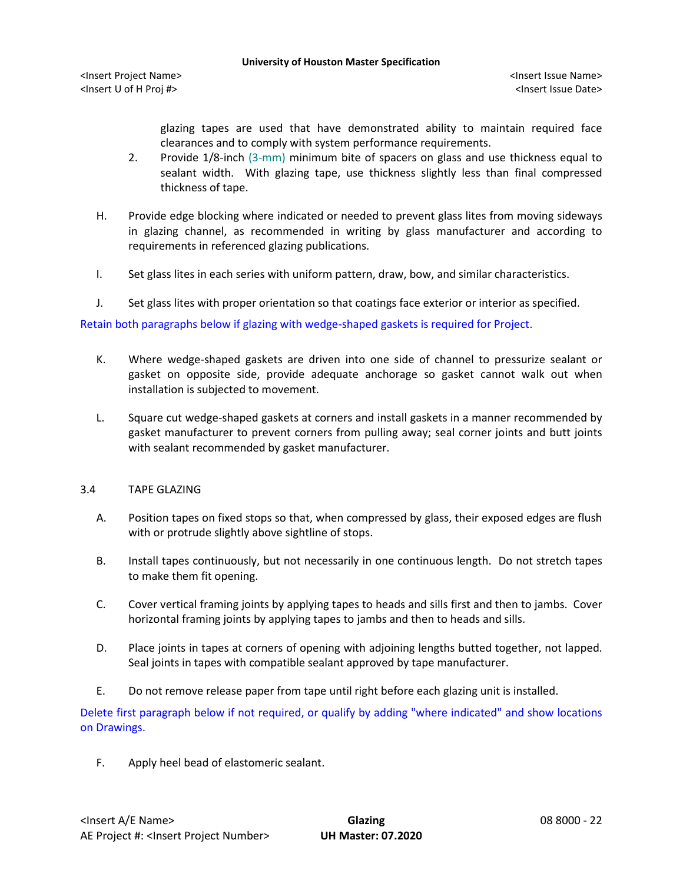glazing tapes are used that have demonstrated ability to maintain required face clearances and to comply with system performance requirements.

2. Provide 1/8-inch (3-mm) minimum bite of spacers on glass and use thickness equal to sealant width. With glazing tape, use thickness slightly less than final compressed thickness of tape.

H. Provide edge blocking where indicated or needed to prevent glass lites from moving sideways in glazing channel, as recommended in writing by glass manufacturer and according to requirements in referenced glazing publications.

I. Set glass lites in each series with uniform pattern, draw, bow, and similar characteristics.

J. Set glass lites with proper orientation so that coatings face exterior or interior as specified.

Retain both paragraphs below if glazing with wedge-shaped gaskets is required for Project.

K. Where wedge-shaped gaskets are driven into one side of channel to pressurize sealant or gasket on opposite side, provide adequate anchorage so gasket cannot walk out when installation is subjected to movement.

L. Square cut wedge-shaped gaskets at corners and install gaskets in a manner recommended by gasket manufacturer to prevent corners from pulling away; seal corner joints and butt joints with sealant recommended by gasket manufacturer.

## 3.4 TAPE GLAZING

A. Position tapes on fixed stops so that, when compressed by glass, their exposed edges are flush with or protrude slightly above sightline of stops.

B. Install tapes continuously, but not necessarily in one continuous length. Do not stretch tapes to make them fit opening.

C. Cover vertical framing joints by applying tapes to heads and sills first and then to jambs. Cover horizontal framing joints by applying tapes to jambs and then to heads and sills.

D. Place joints in tapes at corners of opening with adjoining lengths butted together, not lapped. Seal joints in tapes with compatible sealant approved by tape manufacturer.

E. Do not remove release paper from tape until right before each glazing unit is installed.

Delete first paragraph below if not required, or qualify by adding "where indicated" and show locations on Drawings.

F. Apply heel bead of elastomeric sealant.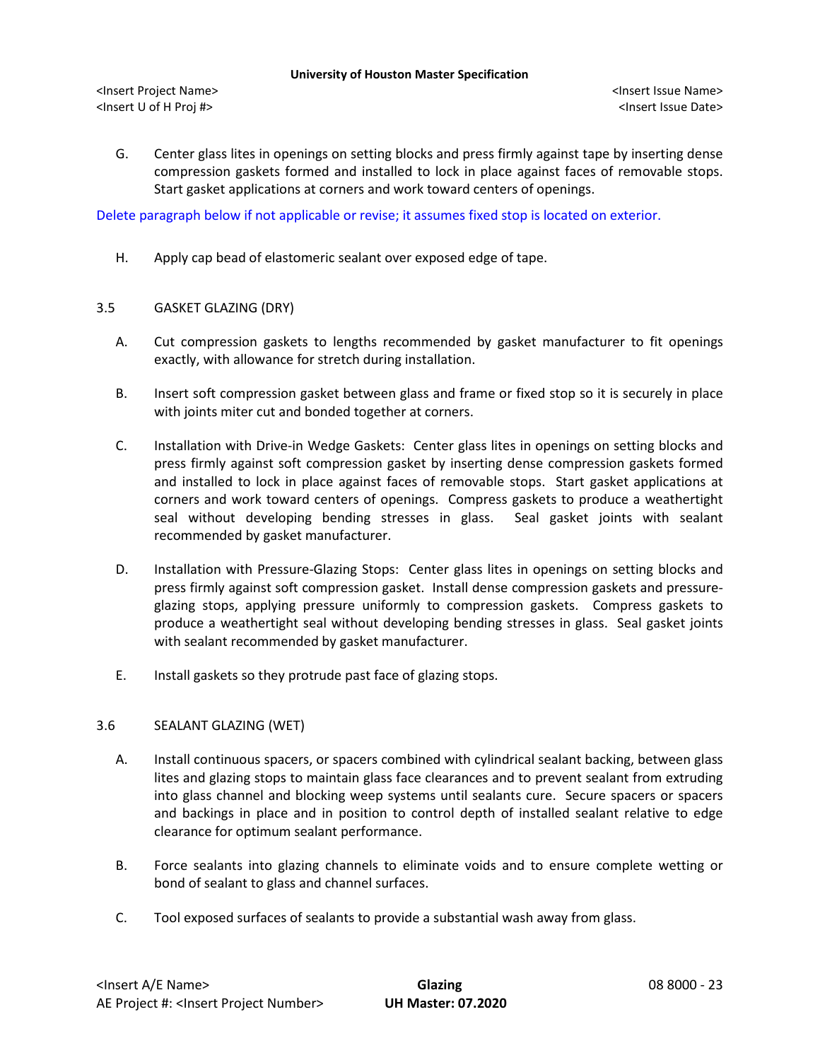G. Center glass lites in openings on setting blocks and press firmly against tape by inserting dense compression gaskets formed and installed to lock in place against faces of removable stops. Start gasket applications at corners and work toward centers of openings.

Delete paragraph below if not applicable or revise; it assumes fixed stop is located on exterior.

H. Apply cap bead of elastomeric sealant over exposed edge of tape.

## 3.5 GASKET GLAZING (DRY)

A. Cut compression gaskets to lengths recommended by gasket manufacturer to fit openings exactly, with allowance for stretch during installation.

B. Insert soft compression gasket between glass and frame or fixed stop so it is securely in place with joints miter cut and bonded together at corners.

C. Installation with Drive-in Wedge Gaskets: Center glass lites in openings on setting blocks and press firmly against soft compression gasket by inserting dense compression gaskets formed and installed to lock in place against faces of removable stops. Start gasket applications at corners and work toward centers of openings. Compress gaskets to produce a weathertight seal without developing bending stresses in glass. Seal gasket joints with sealant recommended by gasket manufacturer.

D. Installation with Pressure-Glazing Stops: Center glass lites in openings on setting blocks and press firmly against soft compression gasket. Install dense compression gaskets and pressure-glazing stops, applying pressure uniformly to compression gaskets. Compress gaskets to produce a weathertight seal without developing bending stresses in glass. Seal gasket joints with sealant recommended by gasket manufacturer.

E. Install gaskets so they protrude past face of glazing stops.

## 3.6 SEALANT GLAZING (WET)

A. Install continuous spacers, or spacers combined with cylindrical sealant backing, between glass lites and glazing stops to maintain glass face clearances and to prevent sealant from extruding into glass channel and blocking weep systems until sealants cure. Secure spacers or spacers and backings in place and in position to control depth of installed sealant relative to edge clearance for optimum sealant performance.

B. Force sealants into glazing channels to eliminate voids and to ensure complete wetting or bond of sealant to glass and channel surfaces.

C. Tool exposed surfaces of sealants to provide a substantial wash away from glass.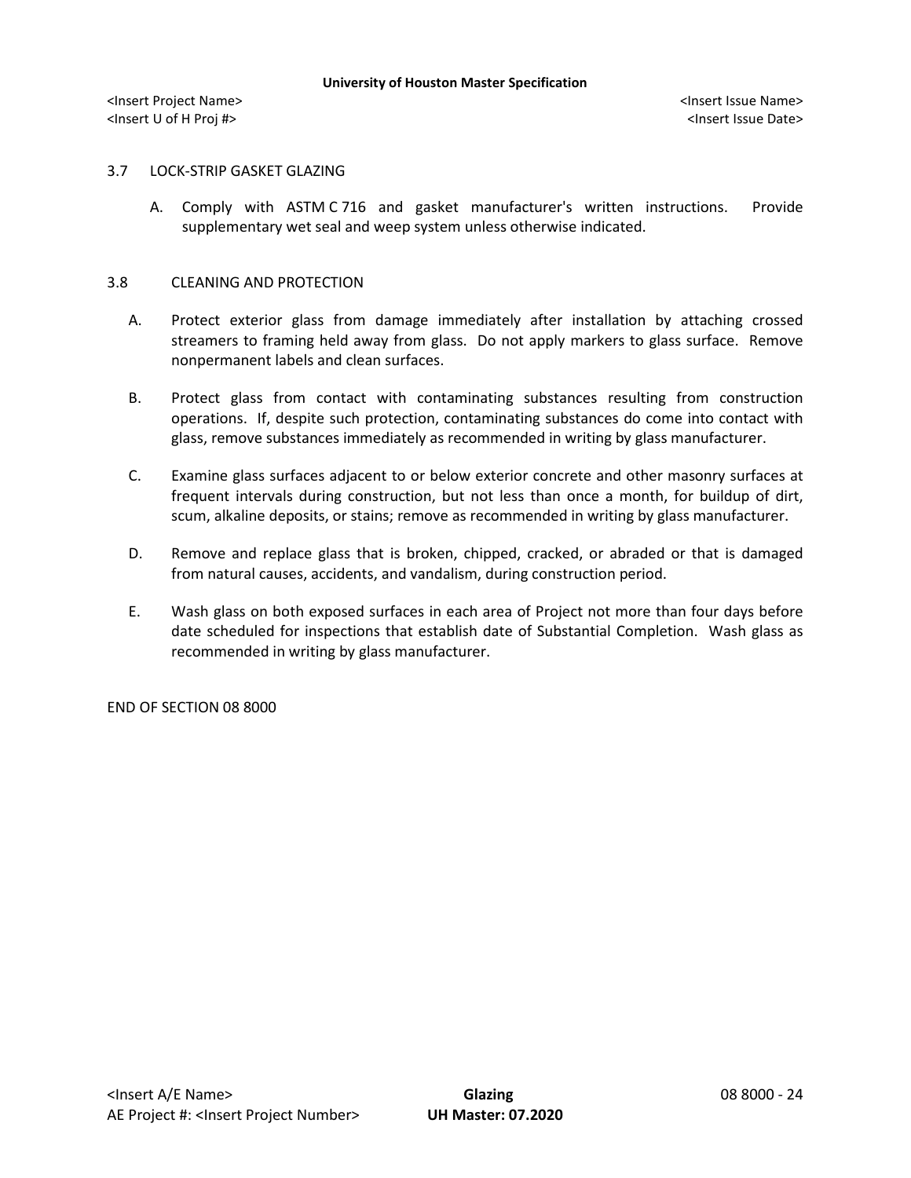## 3.7 LOCK-STRIP GASKET GLAZING

A. Comply with ASTM C 716 and gasket manufacturer's written instructions. Provide supplementary wet seal and weep system unless otherwise indicated.

## 3.8 CLEANING AND PROTECTION

A. Protect exterior glass from damage immediately after installation by attaching crossed streamers to framing held away from glass. Do not apply markers to glass surface. Remove nonpermanent labels and clean surfaces.

B. Protect glass from contact with contaminating substances resulting from construction operations. If, despite such protection, contaminating substances do come into contact with glass, remove substances immediately as recommended in writing by glass manufacturer.

C. Examine glass surfaces adjacent to or below exterior concrete and other masonry surfaces at frequent intervals during construction, but not less than once a month, for buildup of dirt, scum, alkaline deposits, or stains; remove as recommended in writing by glass manufacturer.

D. Remove and replace glass that is broken, chipped, cracked, or abraded or that is damaged from natural causes, accidents, and vandalism, during construction period.

E. Wash glass on both exposed surfaces in each area of Project not more than four days before date scheduled for inspections that establish date of Substantial Completion. Wash glass as recommended in writing by glass manufacturer.

END OF SECTION 08 8000